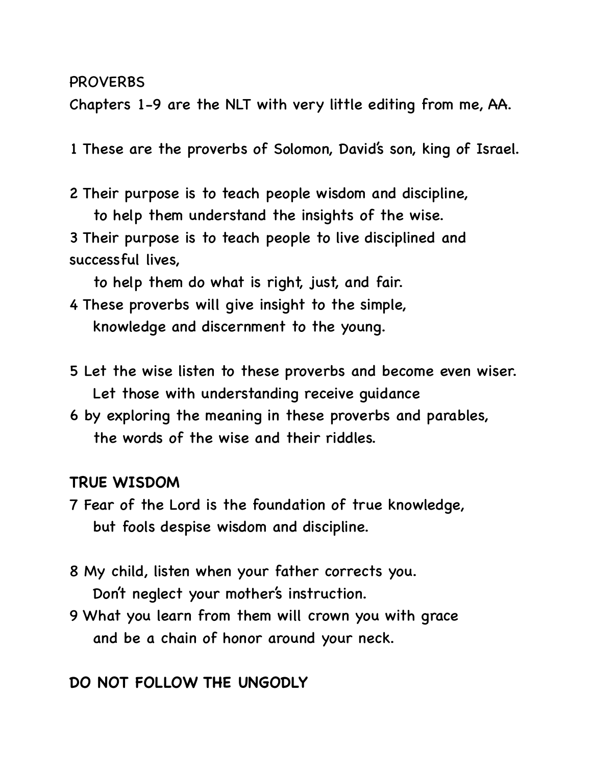PROVERBS

Chapters 1-9 are the NLT with very little editing from me, AA.

1 These are the proverbs of Solomon, David's son, king of Israel.

2 Their purpose is to teach people wisdom and discipline,
    to help them understand the insights of the wise.
3 Their purpose is to teach people to live disciplined and successful lives,
    to help them do what is right, just, and fair.
4 These proverbs will give insight to the simple,
    knowledge and discernment to the young.

5 Let the wise listen to these proverbs and become even wiser.
    Let those with understanding receive guidance
6 by exploring the meaning in these proverbs and parables,
    the words of the wise and their riddles.

## TRUE WISDOM

7 Fear of the Lord is the foundation of true knowledge,
    but fools despise wisdom and discipline.

8 My child, listen when your father corrects you.
    Don't neglect your mother's instruction.
9 What you learn from them will crown you with grace
    and be a chain of honor around your neck.

## DO NOT FOLLOW THE UNGODLY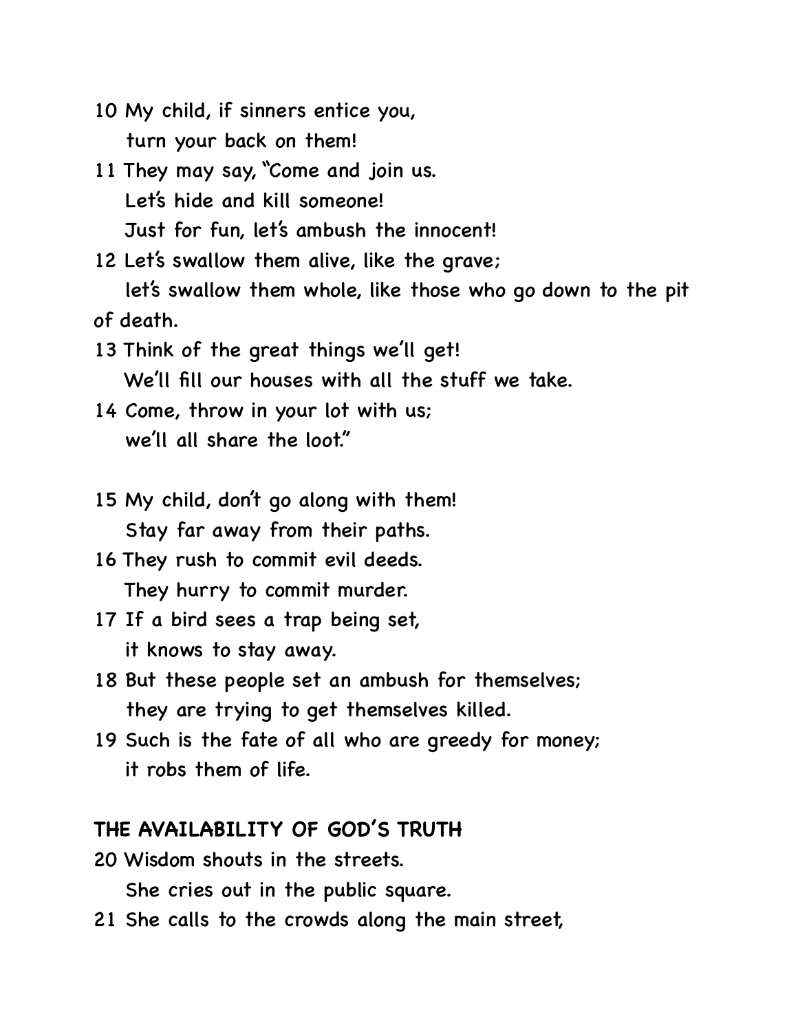10 My child, if sinners entice you,
   turn your back on them!
11 They may say, "Come and join us.
   Let's hide and kill someone!
   Just for fun, let's ambush the innocent!
12 Let's swallow them alive, like the grave;
   let's swallow them whole, like those who go down to the pit of death.
13 Think of the great things we'll get!
   We'll fill our houses with all the stuff we take.
14 Come, throw in your lot with us;
   we'll all share the loot."

15 My child, don't go along with them!
   Stay far away from their paths.
16 They rush to commit evil deeds.
   They hurry to commit murder.
17 If a bird sees a trap being set,
   it knows to stay away.
18 But these people set an ambush for themselves;
   they are trying to get themselves killed.
19 Such is the fate of all who are greedy for money;
   it robs them of life.

**THE AVAILABILITY OF GOD'S TRUTH**

20 Wisdom shouts in the streets.
   She cries out in the public square.
21 She calls to the crowds along the main street,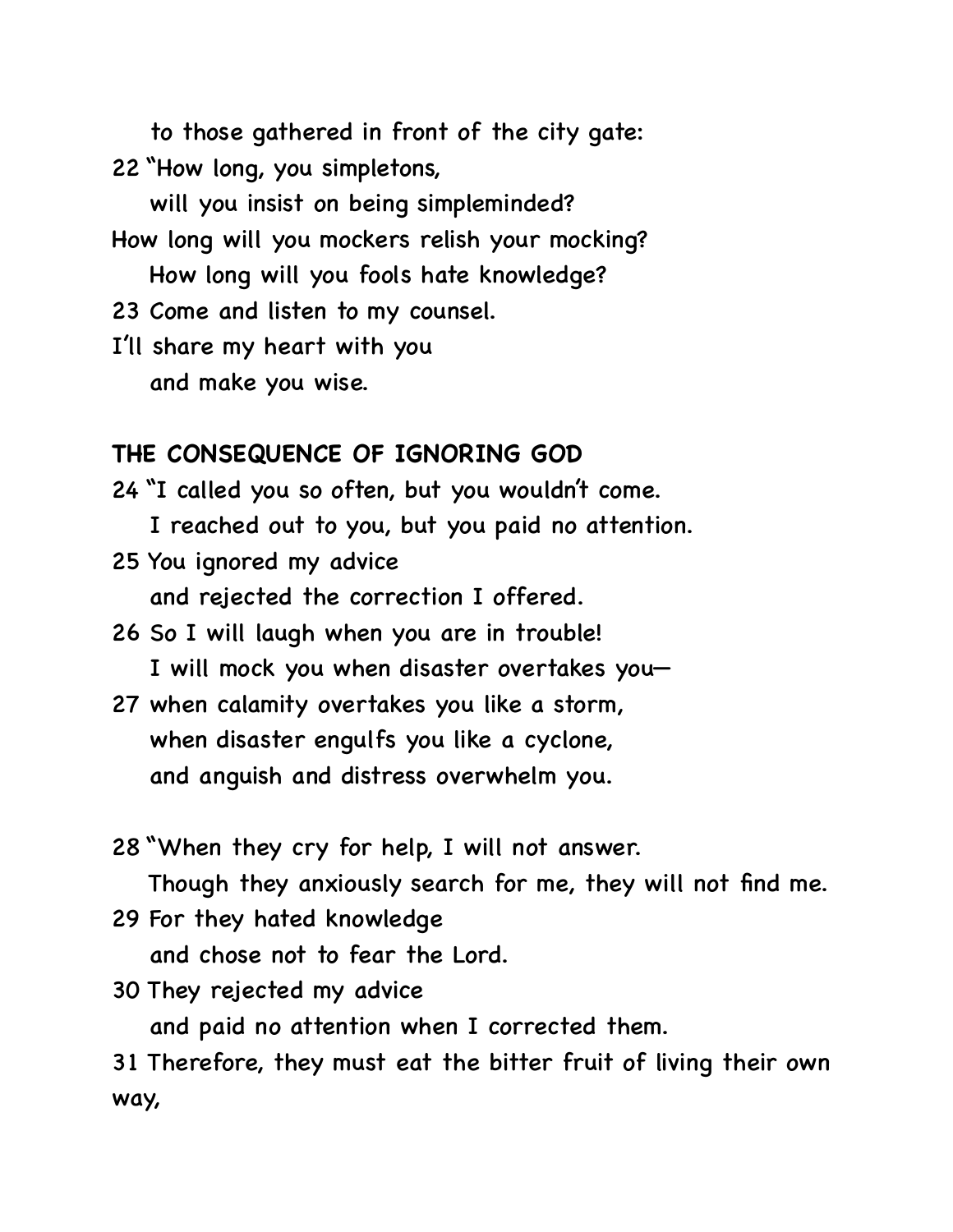to those gathered in front of the city gate:

22 "How long, you simpletons,
will you insist on being simpleminded?
How long will you mockers relish your mocking?
How long will you fools hate knowledge?

23 Come and listen to my counsel.
I'll share my heart with you
and make you wise.

**THE CONSEQUENCE OF IGNORING GOD**

24 "I called you so often, but you wouldn't come.
I reached out to you, but you paid no attention.

25 You ignored my advice
and rejected the correction I offered.

26 So I will laugh when you are in trouble!
I will mock you when disaster overtakes you—

27 when calamity overtakes you like a storm,
when disaster engulfs you like a cyclone,
and anguish and distress overwhelm you.

28 "When they cry for help, I will not answer.
Though they anxiously search for me, they will not find me.

29 For they hated knowledge
and chose not to fear the Lord.

30 They rejected my advice
and paid no attention when I corrected them.

31 Therefore, they must eat the bitter fruit of living their own way,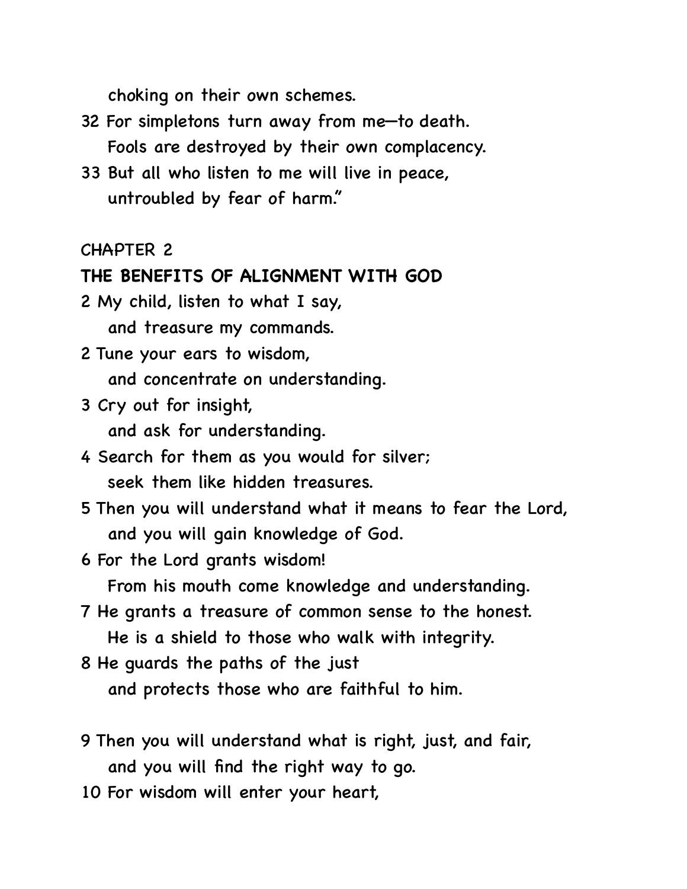choking on their own schemes.

32 For simpletons turn away from me—to death.
   Fools are destroyed by their own complacency.

33 But all who listen to me will live in peace,
   untroubled by fear of harm."

CHAPTER 2

**THE BENEFITS OF ALIGNMENT WITH GOD**

2 My child, listen to what I say,
   and treasure my commands.

2 Tune your ears to wisdom,
   and concentrate on understanding.

3 Cry out for insight,
   and ask for understanding.

4 Search for them as you would for silver;
   seek them like hidden treasures.

5 Then you will understand what it means to fear the Lord,
   and you will gain knowledge of God.

6 For the Lord grants wisdom!
   From his mouth come knowledge and understanding.

7 He grants a treasure of common sense to the honest.
   He is a shield to those who walk with integrity.

8 He guards the paths of the just
   and protects those who are faithful to him.

9 Then you will understand what is right, just, and fair,
   and you will find the right way to go.

10 For wisdom will enter your heart,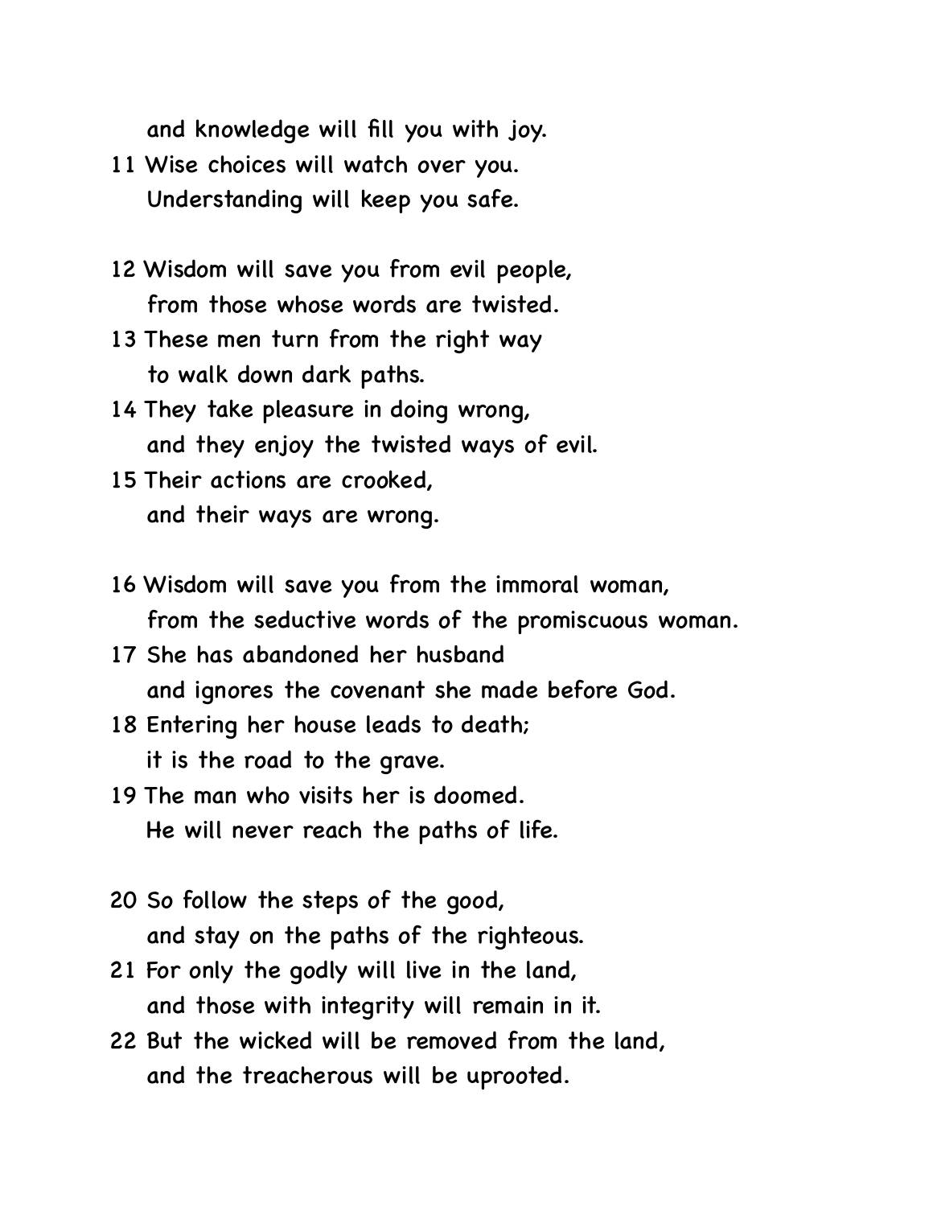and knowledge will fill you with joy.

11 Wise choices will watch over you.
Understanding will keep you safe.

12 Wisdom will save you from evil people,
from those whose words are twisted.

13 These men turn from the right way
to walk down dark paths.

14 They take pleasure in doing wrong,
and they enjoy the twisted ways of evil.

15 Their actions are crooked,
and their ways are wrong.

16 Wisdom will save you from the immoral woman,
from the seductive words of the promiscuous woman.

17 She has abandoned her husband
and ignores the covenant she made before God.

18 Entering her house leads to death;
it is the road to the grave.

19 The man who visits her is doomed.
He will never reach the paths of life.

20 So follow the steps of the good,
and stay on the paths of the righteous.

21 For only the godly will live in the land,
and those with integrity will remain in it.

22 But the wicked will be removed from the land,
and the treacherous will be uprooted.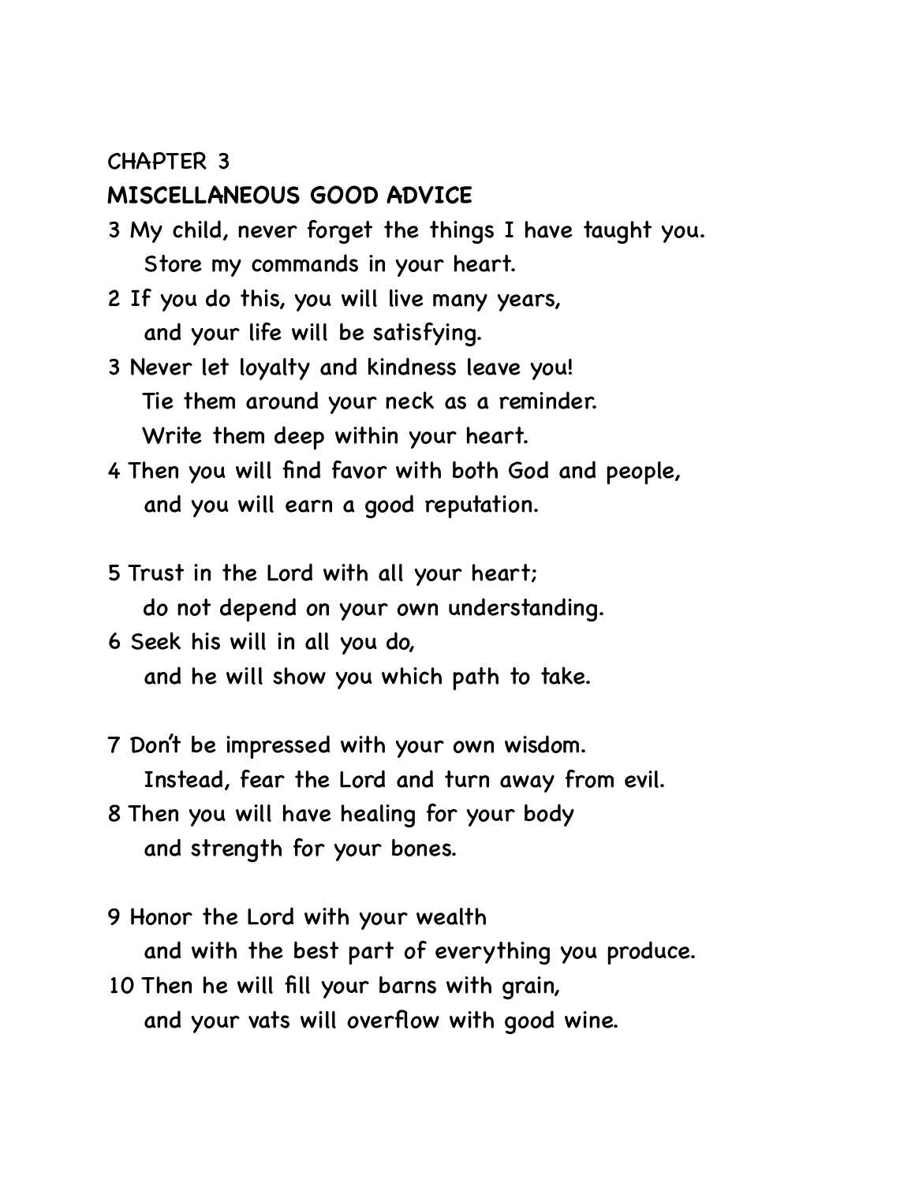CHAPTER 3

**MISCELLANEOUS GOOD ADVICE**

3 My child, never forget the things I have taught you.
 Store my commands in your heart.
2 If you do this, you will live many years,
 and your life will be satisfying.
3 Never let loyalty and kindness leave you!
 Tie them around your neck as a reminder.
 Write them deep within your heart.
4 Then you will find favor with both God and people,
 and you will earn a good reputation.

5 Trust in the Lord with all your heart;
 do not depend on your own understanding.
6 Seek his will in all you do,
 and he will show you which path to take.

7 Don't be impressed with your own wisdom.
 Instead, fear the Lord and turn away from evil.
8 Then you will have healing for your body
 and strength for your bones.

9 Honor the Lord with your wealth
 and with the best part of everything you produce.
10 Then he will fill your barns with grain,
 and your vats will overflow with good wine.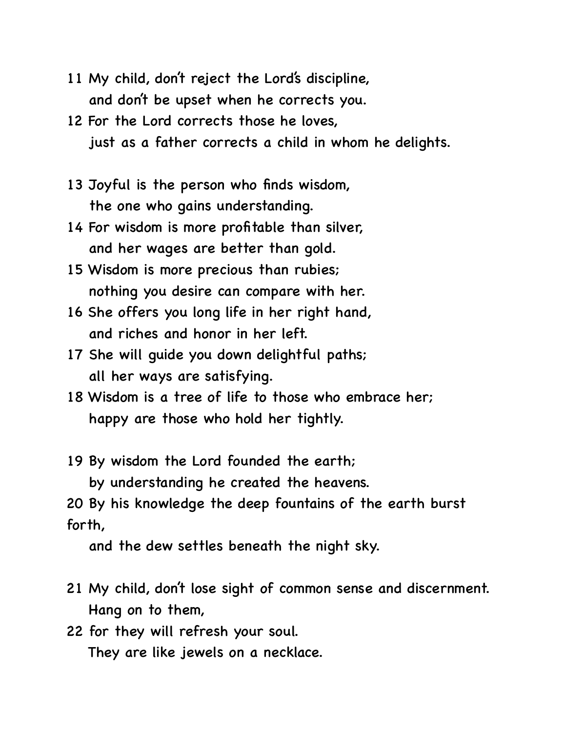11 My child, don't reject the Lord's discipline,
   and don't be upset when he corrects you.
12 For the Lord corrects those he loves,
   just as a father corrects a child in whom he delights.

13 Joyful is the person who finds wisdom,
   the one who gains understanding.
14 For wisdom is more profitable than silver,
   and her wages are better than gold.
15 Wisdom is more precious than rubies;
   nothing you desire can compare with her.
16 She offers you long life in her right hand,
   and riches and honor in her left.
17 She will guide you down delightful paths;
   all her ways are satisfying.
18 Wisdom is a tree of life to those who embrace her;
   happy are those who hold her tightly.

19 By wisdom the Lord founded the earth;
   by understanding he created the heavens.
20 By his knowledge the deep fountains of the earth burst forth,
   and the dew settles beneath the night sky.

21 My child, don't lose sight of common sense and discernment.
   Hang on to them,
22 for they will refresh your soul.
   They are like jewels on a necklace.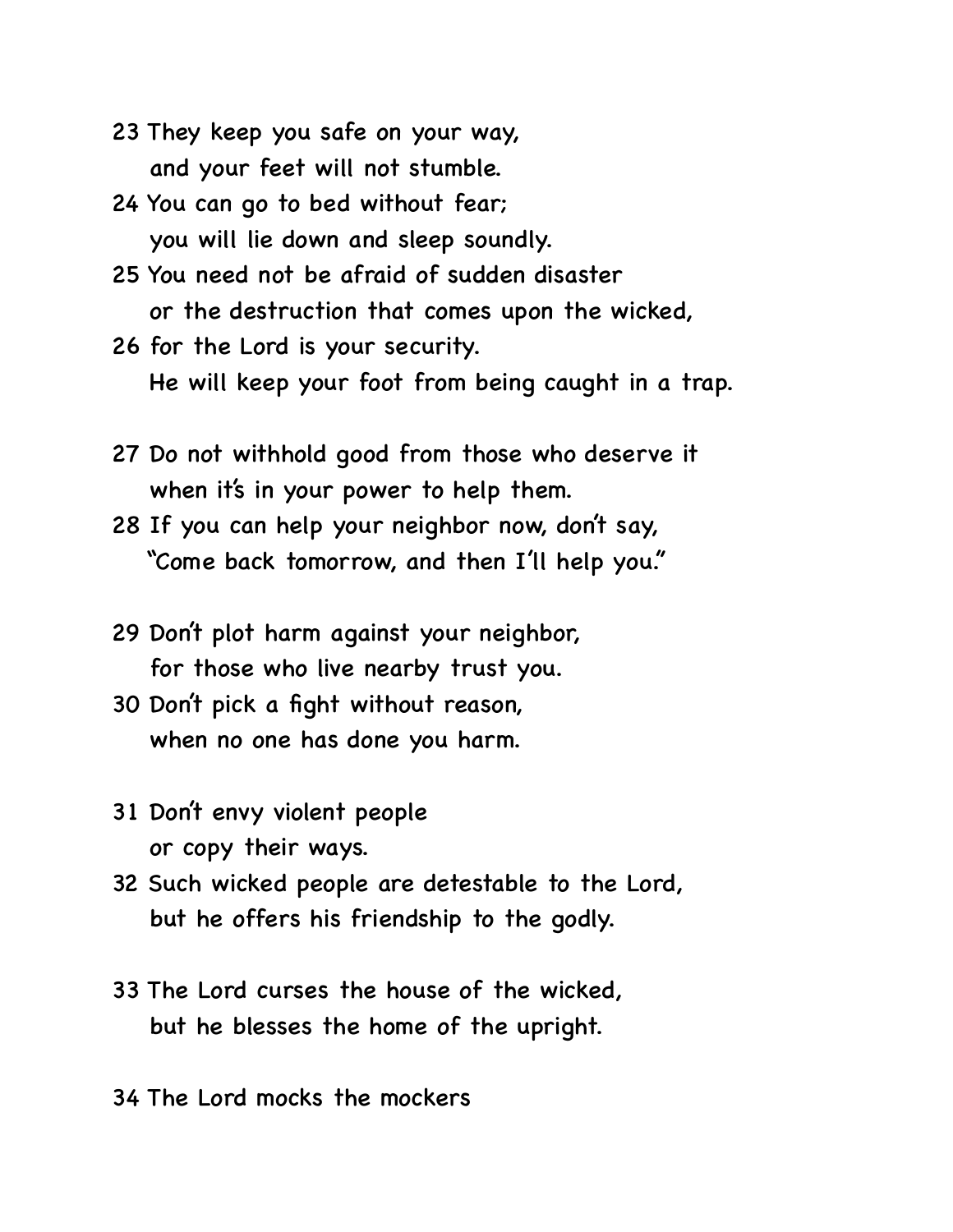23 They keep you safe on your way,
   and your feet will not stumble.
24 You can go to bed without fear;
   you will lie down and sleep soundly.
25 You need not be afraid of sudden disaster
   or the destruction that comes upon the wicked,
26 for the Lord is your security.
   He will keep your foot from being caught in a trap.

27 Do not withhold good from those who deserve it
   when it's in your power to help them.
28 If you can help your neighbor now, don't say,
   "Come back tomorrow, and then I'll help you."

29 Don't plot harm against your neighbor,
   for those who live nearby trust you.
30 Don't pick a fight without reason,
   when no one has done you harm.

31 Don't envy violent people
   or copy their ways.
32 Such wicked people are detestable to the Lord,
   but he offers his friendship to the godly.

33 The Lord curses the house of the wicked,
   but he blesses the home of the upright.

34 The Lord mocks the mockers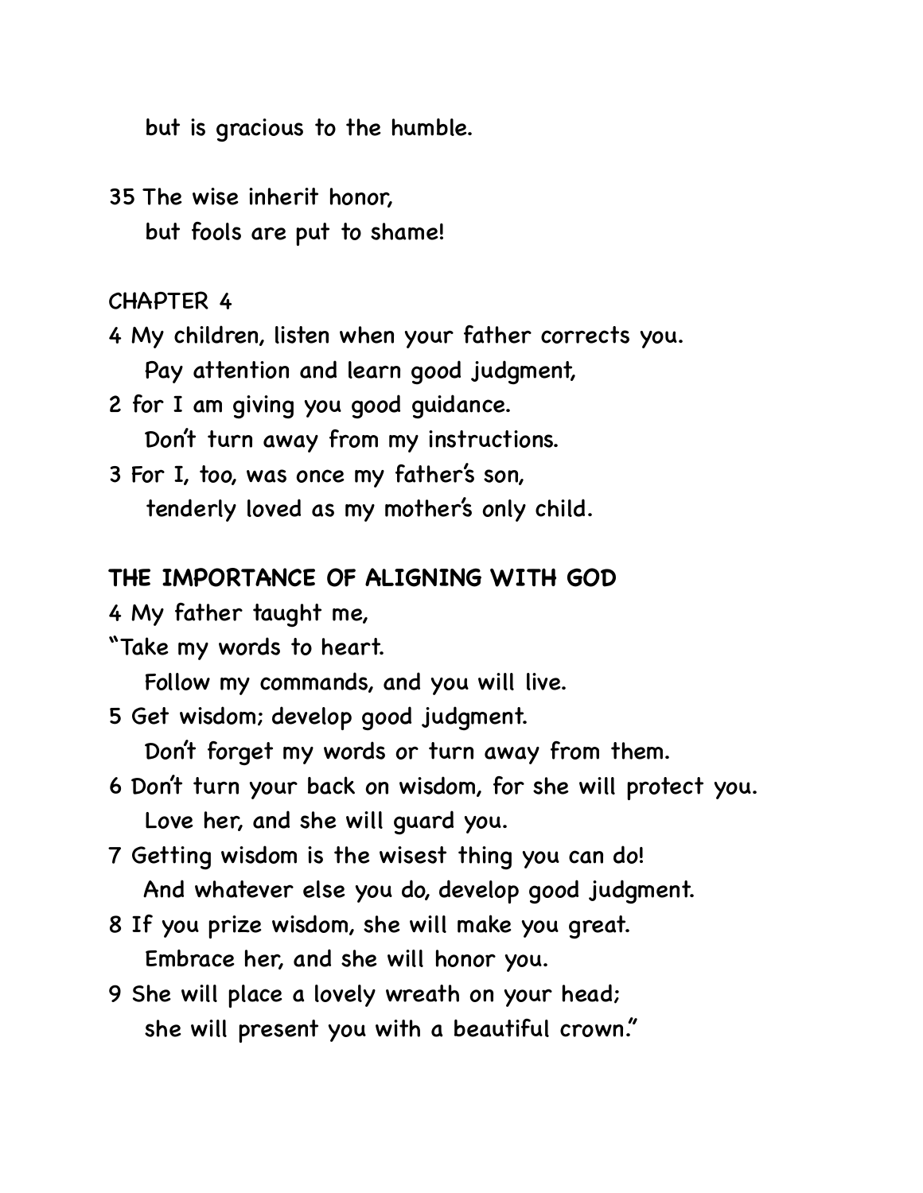but is gracious to the humble.

35 The wise inherit honor,
but fools are put to shame!

CHAPTER 4

4 My children, listen when your father corrects you.
Pay attention and learn good judgment,
2 for I am giving you good guidance.
Don't turn away from my instructions.
3 For I, too, was once my father's son,
tenderly loved as my mother's only child.

**THE IMPORTANCE OF ALIGNING WITH GOD**

4 My father taught me,
"Take my words to heart.
Follow my commands, and you will live.
5 Get wisdom; develop good judgment.
Don't forget my words or turn away from them.
6 Don't turn your back on wisdom, for she will protect you.
Love her, and she will guard you.
7 Getting wisdom is the wisest thing you can do!
And whatever else you do, develop good judgment.
8 If you prize wisdom, she will make you great.
Embrace her, and she will honor you.
9 She will place a lovely wreath on your head;
she will present you with a beautiful crown."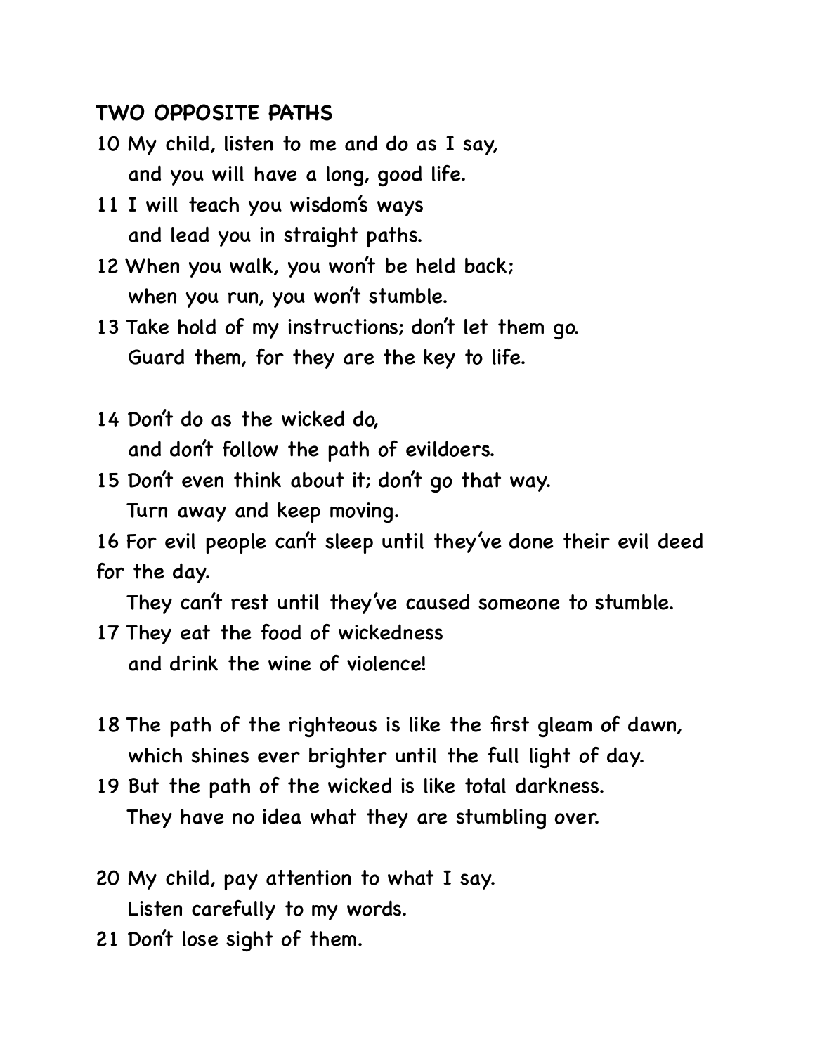**TWO OPPOSITE PATHS**

10 My child, listen to me and do as I say,
and you will have a long, good life.

11 I will teach you wisdom's ways
and lead you in straight paths.

12 When you walk, you won't be held back;
when you run, you won't stumble.

13 Take hold of my instructions; don't let them go.
Guard them, for they are the key to life.

14 Don't do as the wicked do,
and don't follow the path of evildoers.

15 Don't even think about it; don't go that way.
Turn away and keep moving.

16 For evil people can't sleep until they've done their evil deed for the day.
They can't rest until they've caused someone to stumble.

17 They eat the food of wickedness
and drink the wine of violence!

18 The path of the righteous is like the first gleam of dawn,
which shines ever brighter until the full light of day.

19 But the path of the wicked is like total darkness.
They have no idea what they are stumbling over.

20 My child, pay attention to what I say.
Listen carefully to my words.

21 Don't lose sight of them.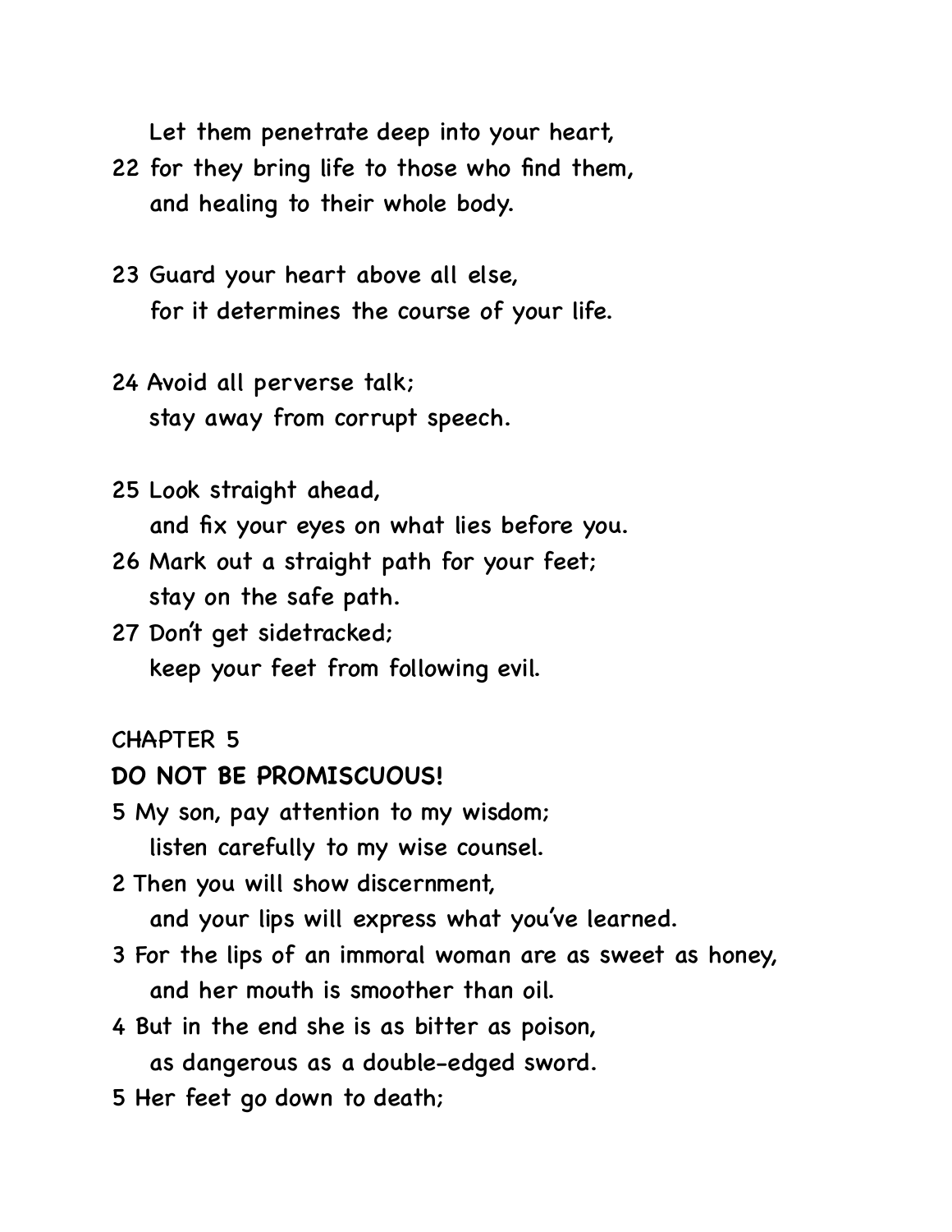Let them penetrate deep into your heart,
22 for they bring life to those who find them,
and healing to their whole body.

23 Guard your heart above all else,
for it determines the course of your life.

24 Avoid all perverse talk;
stay away from corrupt speech.

25 Look straight ahead,
and fix your eyes on what lies before you.
26 Mark out a straight path for your feet;
stay on the safe path.
27 Don't get sidetracked;
keep your feet from following evil.

CHAPTER 5

**DO NOT BE PROMISCUOUS!**

5 My son, pay attention to my wisdom;
listen carefully to my wise counsel.
2 Then you will show discernment,
and your lips will express what you've learned.
3 For the lips of an immoral woman are as sweet as honey,
and her mouth is smoother than oil.
4 But in the end she is as bitter as poison,
as dangerous as a double-edged sword.
5 Her feet go down to death;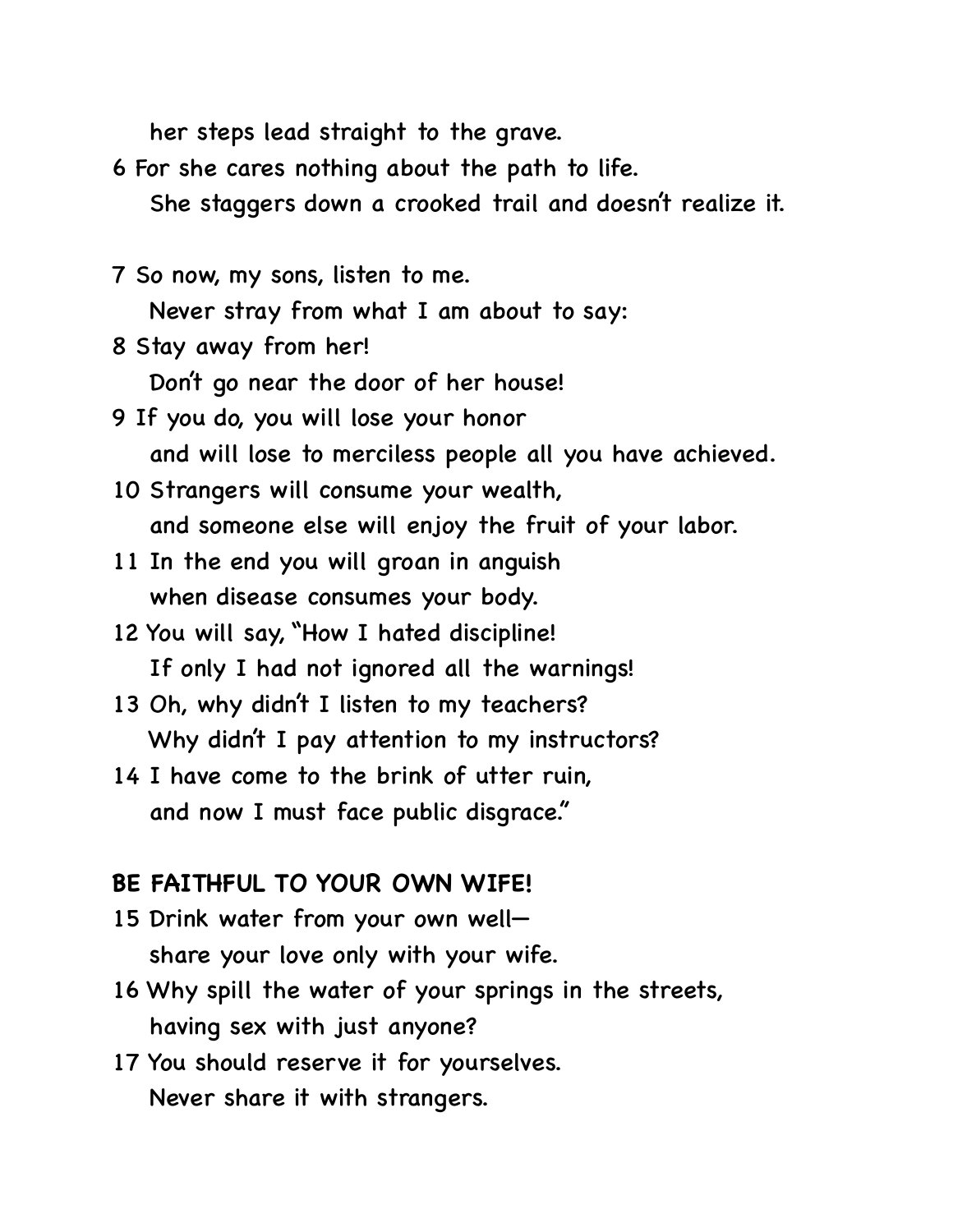her steps lead straight to the grave.

6 For she cares nothing about the path to life.
She staggers down a crooked trail and doesn't realize it.

7 So now, my sons, listen to me.
Never stray from what I am about to say:

8 Stay away from her!
Don't go near the door of her house!

9 If you do, you will lose your honor
and will lose to merciless people all you have achieved.

10 Strangers will consume your wealth,
and someone else will enjoy the fruit of your labor.

11 In the end you will groan in anguish
when disease consumes your body.

12 You will say, "How I hated discipline!
If only I had not ignored all the warnings!

13 Oh, why didn't I listen to my teachers?
Why didn't I pay attention to my instructors?

14 I have come to the brink of utter ruin,
and now I must face public disgrace."

**BE FAITHFUL TO YOUR OWN WIFE!**

15 Drink water from your own well—
share your love only with your wife.

16 Why spill the water of your springs in the streets,
having sex with just anyone?

17 You should reserve it for yourselves.
Never share it with strangers.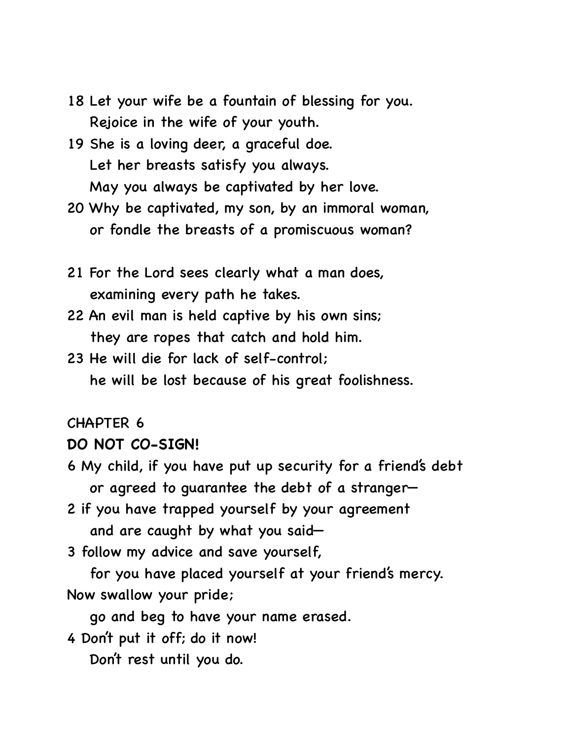18 Let your wife be a fountain of blessing for you.
   Rejoice in the wife of your youth.
19 She is a loving deer, a graceful doe.
   Let her breasts satisfy you always.
   May you always be captivated by her love.
20 Why be captivated, my son, by an immoral woman,
   or fondle the breasts of a promiscuous woman?

21 For the Lord sees clearly what a man does,
   examining every path he takes.
22 An evil man is held captive by his own sins;
   they are ropes that catch and hold him.
23 He will die for lack of self-control;
   he will be lost because of his great foolishness.

CHAPTER 6

**DO NOT CO-SIGN!**

6 My child, if you have put up security for a friend's debt
   or agreed to guarantee the debt of a stranger—
2 if you have trapped yourself by your agreement
   and are caught by what you said—
3 follow my advice and save yourself,
   for you have placed yourself at your friend's mercy.
Now swallow your pride;
   go and beg to have your name erased.
4 Don't put it off; do it now!
   Don't rest until you do.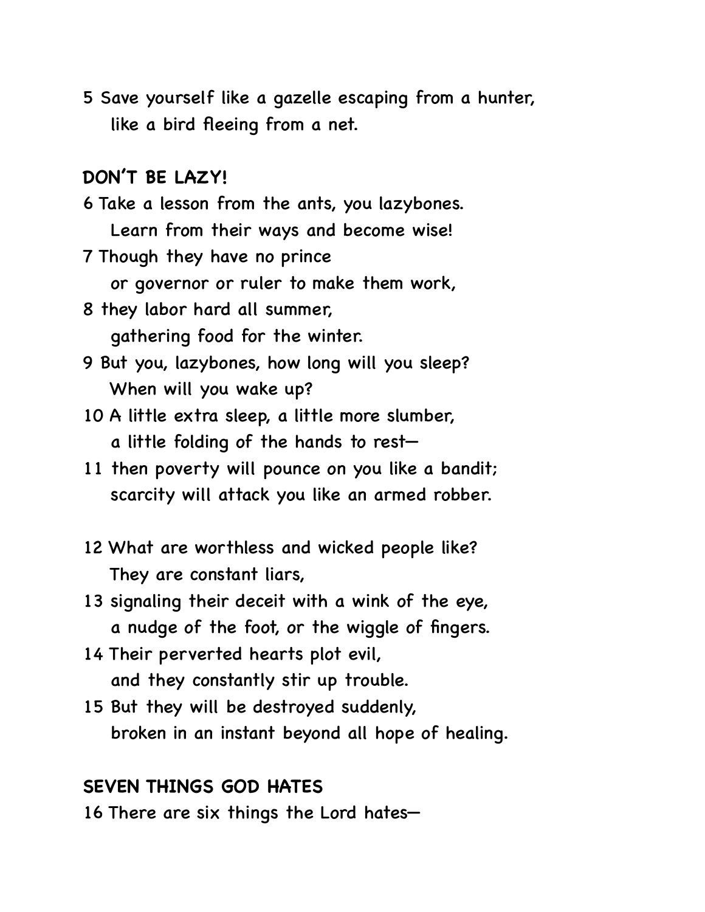5 Save yourself like a gazelle escaping from a hunter,
  like a bird fleeing from a net.

## DON'T BE LAZY!

6 Take a lesson from the ants, you lazybones.
  Learn from their ways and become wise!
7 Though they have no prince
  or governor or ruler to make them work,
8 they labor hard all summer,
  gathering food for the winter.
9 But you, lazybones, how long will you sleep?
  When will you wake up?
10 A little extra sleep, a little more slumber,
  a little folding of the hands to rest—
11 then poverty will pounce on you like a bandit;
  scarcity will attack you like an armed robber.

12 What are worthless and wicked people like?
  They are constant liars,
13 signaling their deceit with a wink of the eye,
  a nudge of the foot, or the wiggle of fingers.
14 Their perverted hearts plot evil,
  and they constantly stir up trouble.
15 But they will be destroyed suddenly,
  broken in an instant beyond all hope of healing.

## SEVEN THINGS GOD HATES

16 There are six things the Lord hates—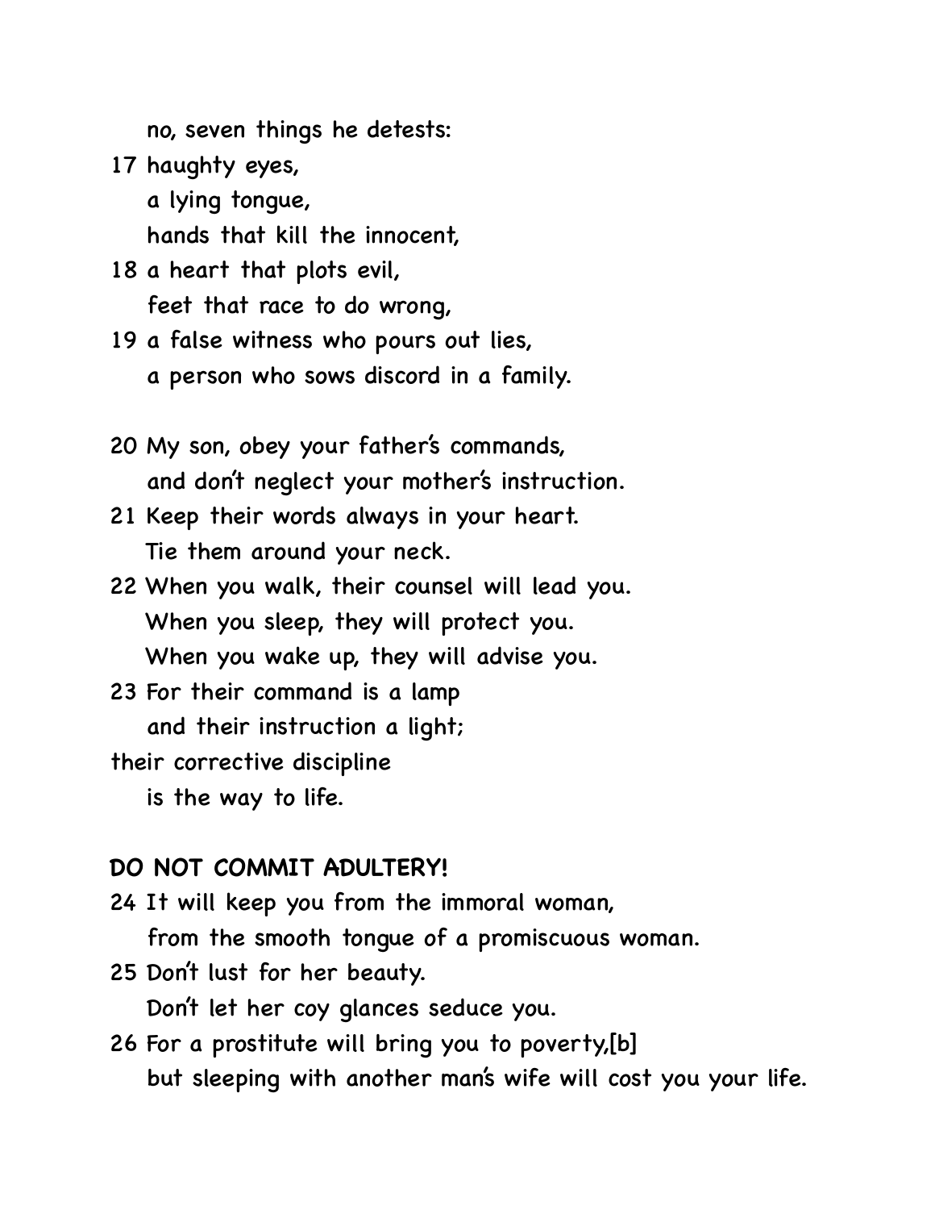no, seven things he detests:

17 haughty eyes,
a lying tongue,
hands that kill the innocent,

18 a heart that plots evil,
feet that race to do wrong,

19 a false witness who pours out lies,
a person who sows discord in a family.

20 My son, obey your father's commands,
and don't neglect your mother's instruction.

21 Keep their words always in your heart.
Tie them around your neck.

22 When you walk, their counsel will lead you.
When you sleep, they will protect you.
When you wake up, they will advise you.

23 For their command is a lamp
and their instruction a light;
their corrective discipline
is the way to life.

**DO NOT COMMIT ADULTERY!**

24 It will keep you from the immoral woman,
from the smooth tongue of a promiscuous woman.

25 Don't lust for her beauty.
Don't let her coy glances seduce you.

26 For a prostitute will bring you to poverty,[b]
but sleeping with another man's wife will cost you your life.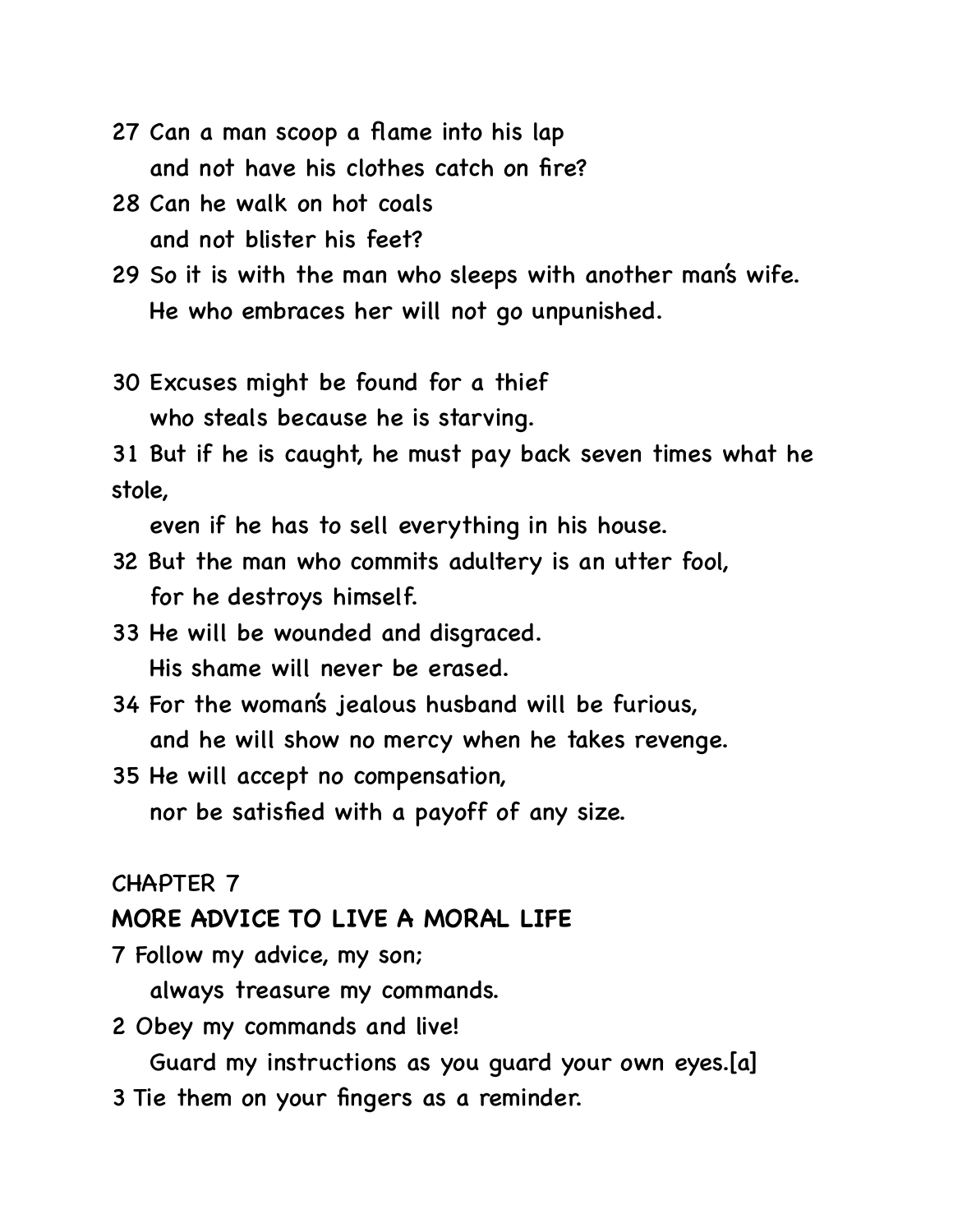27 Can a man scoop a flame into his lap
    and not have his clothes catch on fire?
28 Can he walk on hot coals
    and not blister his feet?
29 So it is with the man who sleeps with another man's wife.
    He who embraces her will not go unpunished.

30 Excuses might be found for a thief
    who steals because he is starving.
31 But if he is caught, he must pay back seven times what he stole,
    even if he has to sell everything in his house.
32 But the man who commits adultery is an utter fool,
    for he destroys himself.
33 He will be wounded and disgraced.
    His shame will never be erased.
34 For the woman's jealous husband will be furious,
    and he will show no mercy when he takes revenge.
35 He will accept no compensation,
    nor be satisfied with a payoff of any size.

CHAPTER 7

**MORE ADVICE TO LIVE A MORAL LIFE**

7 Follow my advice, my son;
    always treasure my commands.
2 Obey my commands and live!
    Guard my instructions as you guard your own eyes.[a]
3 Tie them on your fingers as a reminder.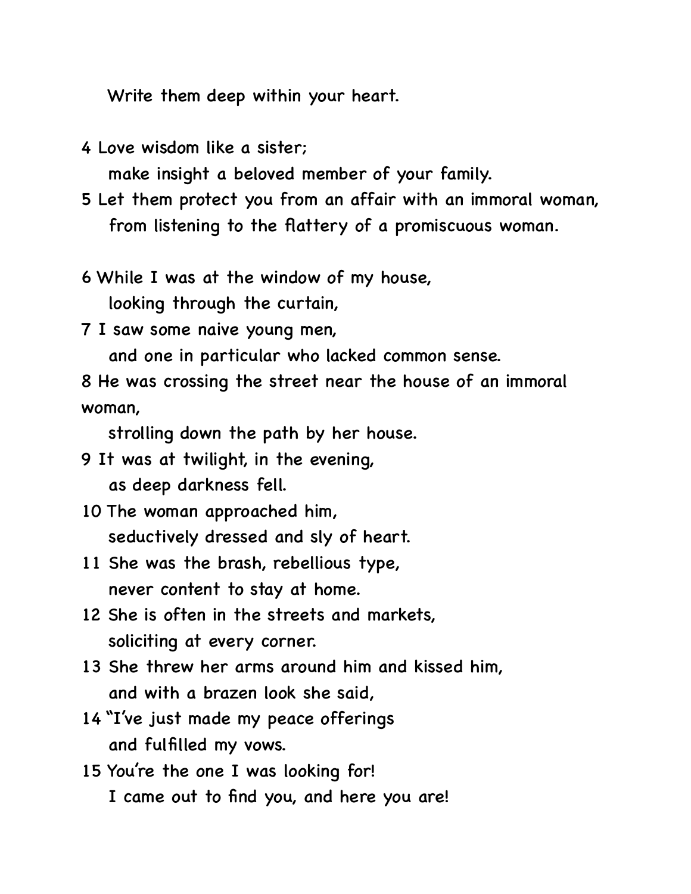Write them deep within your heart.

4 Love wisdom like a sister;
make insight a beloved member of your family.
5 Let them protect you from an affair with an immoral woman,
from listening to the flattery of a promiscuous woman.

6 While I was at the window of my house,
looking through the curtain,
7 I saw some naive young men,
and one in particular who lacked common sense.
8 He was crossing the street near the house of an immoral woman,
strolling down the path by her house.
9 It was at twilight, in the evening,
as deep darkness fell.
10 The woman approached him,
seductively dressed and sly of heart.
11 She was the brash, rebellious type,
never content to stay at home.
12 She is often in the streets and markets,
soliciting at every corner.
13 She threw her arms around him and kissed him,
and with a brazen look she said,
14 "I've just made my peace offerings
and fulfilled my vows.
15 You're the one I was looking for!
I came out to find you, and here you are!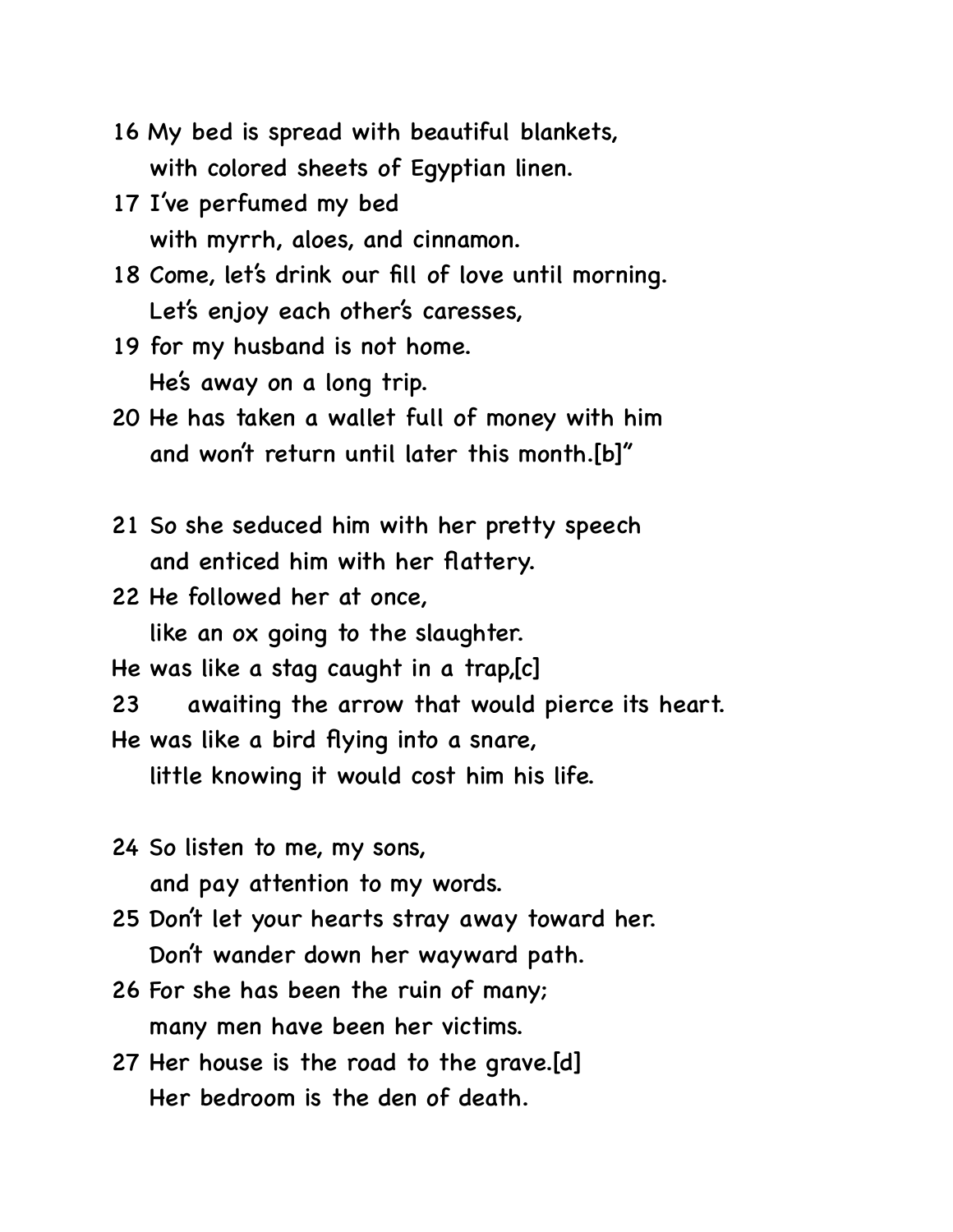16 My bed is spread with beautiful blankets,
with colored sheets of Egyptian linen.
17 I've perfumed my bed
with myrrh, aloes, and cinnamon.
18 Come, let's drink our fill of love until morning.
Let's enjoy each other's caresses,
19 for my husband is not home.
He's away on a long trip.
20 He has taken a wallet full of money with him
and won't return until later this month.[b]"

21 So she seduced him with her pretty speech
and enticed him with her flattery.
22 He followed her at once,
like an ox going to the slaughter.
He was like a stag caught in a trap,[c]
23 awaiting the arrow that would pierce its heart.
He was like a bird flying into a snare,
little knowing it would cost him his life.

24 So listen to me, my sons,
and pay attention to my words.
25 Don't let your hearts stray away toward her.
Don't wander down her wayward path.
26 For she has been the ruin of many;
many men have been her victims.
27 Her house is the road to the grave.[d]
Her bedroom is the den of death.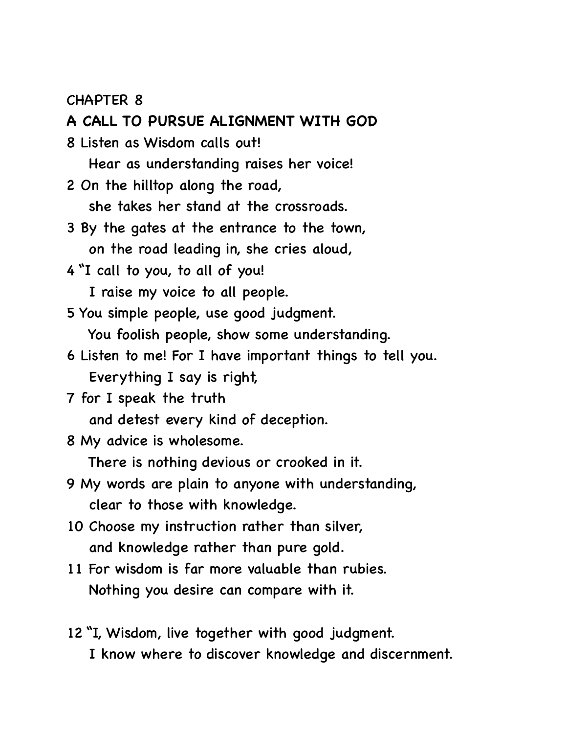CHAPTER 8

**A CALL TO PURSUE ALIGNMENT WITH GOD**

8 Listen as Wisdom calls out!
   Hear as understanding raises her voice!
2 On the hilltop along the road,
   she takes her stand at the crossroads.
3 By the gates at the entrance to the town,
   on the road leading in, she cries aloud,
4 "I call to you, to all of you!
   I raise my voice to all people.
5 You simple people, use good judgment.
   You foolish people, show some understanding.
6 Listen to me! For I have important things to tell you.
   Everything I say is right,
7 for I speak the truth
   and detest every kind of deception.
8 My advice is wholesome.
   There is nothing devious or crooked in it.
9 My words are plain to anyone with understanding,
   clear to those with knowledge.
10 Choose my instruction rather than silver,
   and knowledge rather than pure gold.
11 For wisdom is far more valuable than rubies.
   Nothing you desire can compare with it.

12 "I, Wisdom, live together with good judgment.
   I know where to discover knowledge and discernment.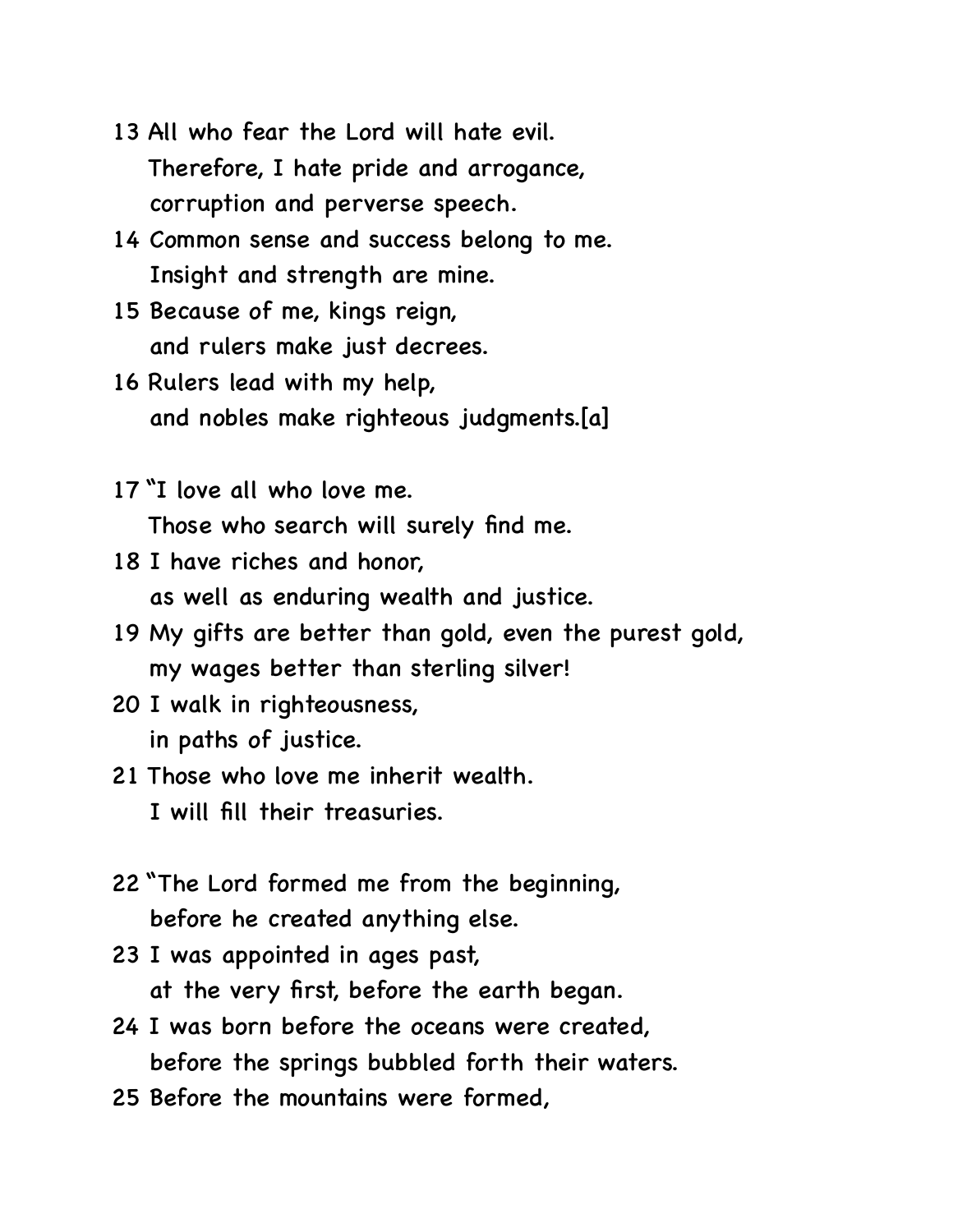13 All who fear the Lord will hate evil.
   Therefore, I hate pride and arrogance,
   corruption and perverse speech.
14 Common sense and success belong to me.
   Insight and strength are mine.
15 Because of me, kings reign,
   and rulers make just decrees.
16 Rulers lead with my help,
   and nobles make righteous judgments.[a]

17 "I love all who love me.
   Those who search will surely find me.
18 I have riches and honor,
   as well as enduring wealth and justice.
19 My gifts are better than gold, even the purest gold,
   my wages better than sterling silver!
20 I walk in righteousness,
   in paths of justice.
21 Those who love me inherit wealth.
   I will fill their treasuries.

22 "The Lord formed me from the beginning,
   before he created anything else.
23 I was appointed in ages past,
   at the very first, before the earth began.
24 I was born before the oceans were created,
   before the springs bubbled forth their waters.
25 Before the mountains were formed,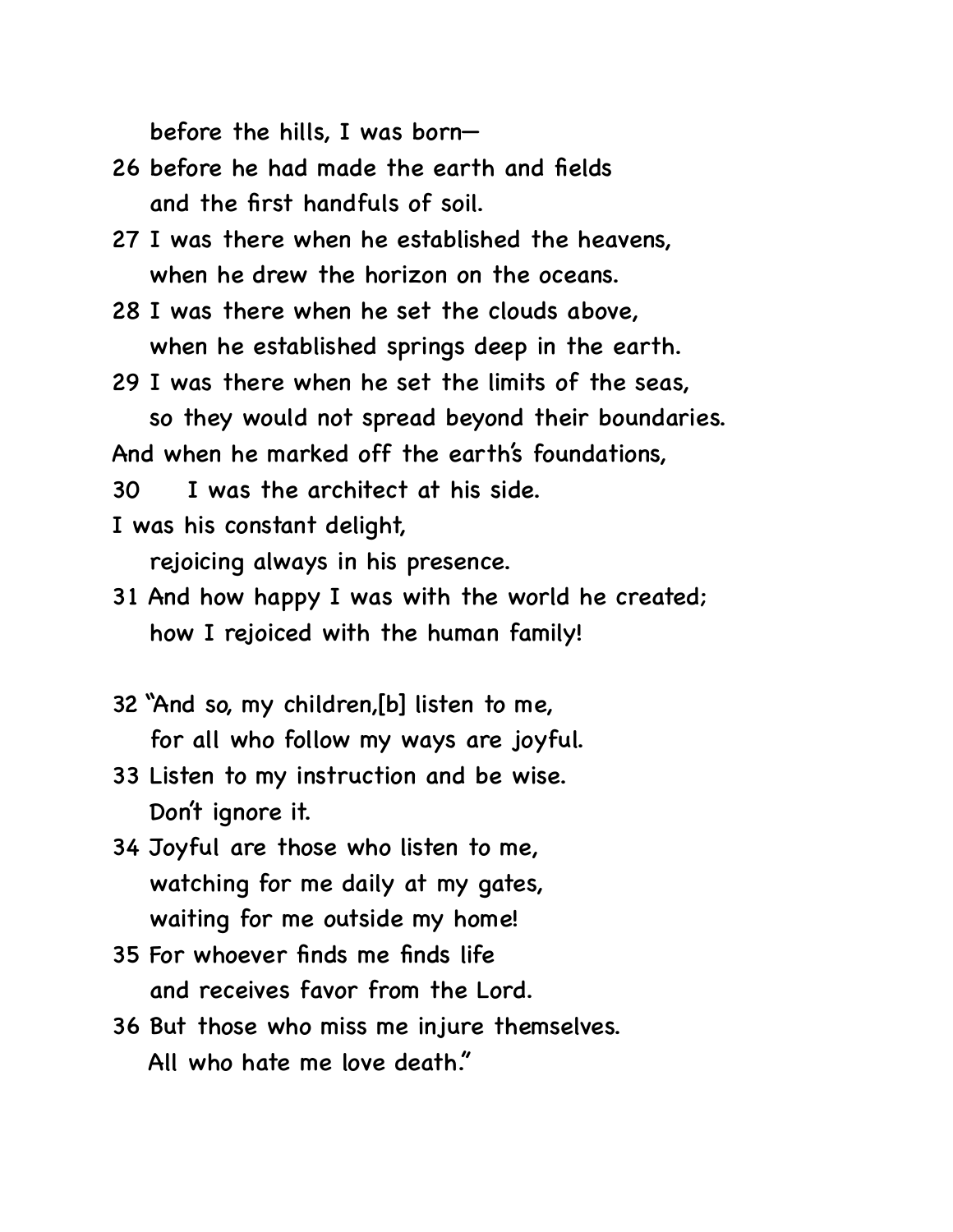before the hills, I was born—

26 before he had made the earth and fields
 and the first handfuls of soil.

27 I was there when he established the heavens,
 when he drew the horizon on the oceans.

28 I was there when he set the clouds above,
 when he established springs deep in the earth.

29 I was there when he set the limits of the seas,
 so they would not spread beyond their boundaries.
And when he marked off the earth's foundations,

30  I was the architect at his side.
I was his constant delight,
 rejoicing always in his presence.

31 And how happy I was with the world he created;
 how I rejoiced with the human family!

32 "And so, my children,[b] listen to me,
 for all who follow my ways are joyful.

33 Listen to my instruction and be wise.
 Don't ignore it.

34 Joyful are those who listen to me,
 watching for me daily at my gates,
 waiting for me outside my home!

35 For whoever finds me finds life
 and receives favor from the Lord.

36 But those who miss me injure themselves.
 All who hate me love death."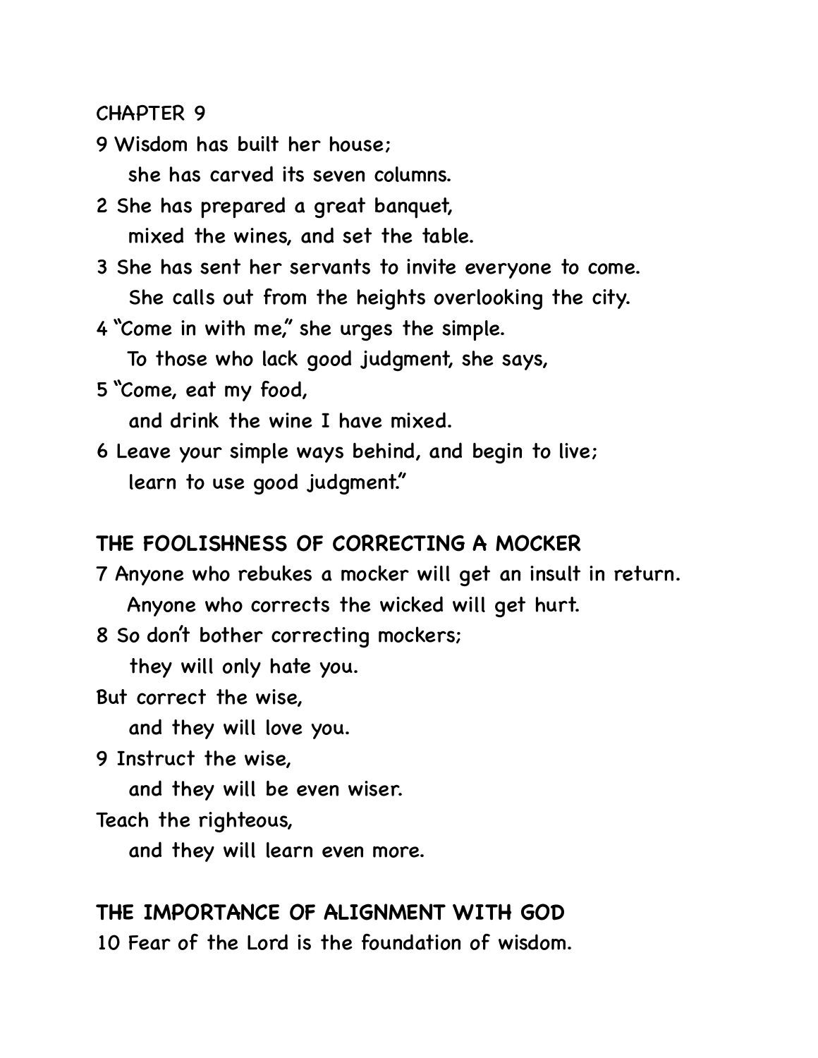CHAPTER 9

9 Wisdom has built her house;
she has carved its seven columns.

2 She has prepared a great banquet,
mixed the wines, and set the table.

3 She has sent her servants to invite everyone to come.
She calls out from the heights overlooking the city.

4 "Come in with me," she urges the simple.
To those who lack good judgment, she says,

5 "Come, eat my food,
and drink the wine I have mixed.

6 Leave your simple ways behind, and begin to live;
learn to use good judgment."

## THE FOOLISHNESS OF CORRECTING A MOCKER

7 Anyone who rebukes a mocker will get an insult in return.
Anyone who corrects the wicked will get hurt.

8 So don't bother correcting mockers;
they will only hate you.
But correct the wise,
and they will love you.

9 Instruct the wise,
and they will be even wiser.
Teach the righteous,
and they will learn even more.

## THE IMPORTANCE OF ALIGNMENT WITH GOD

10 Fear of the Lord is the foundation of wisdom.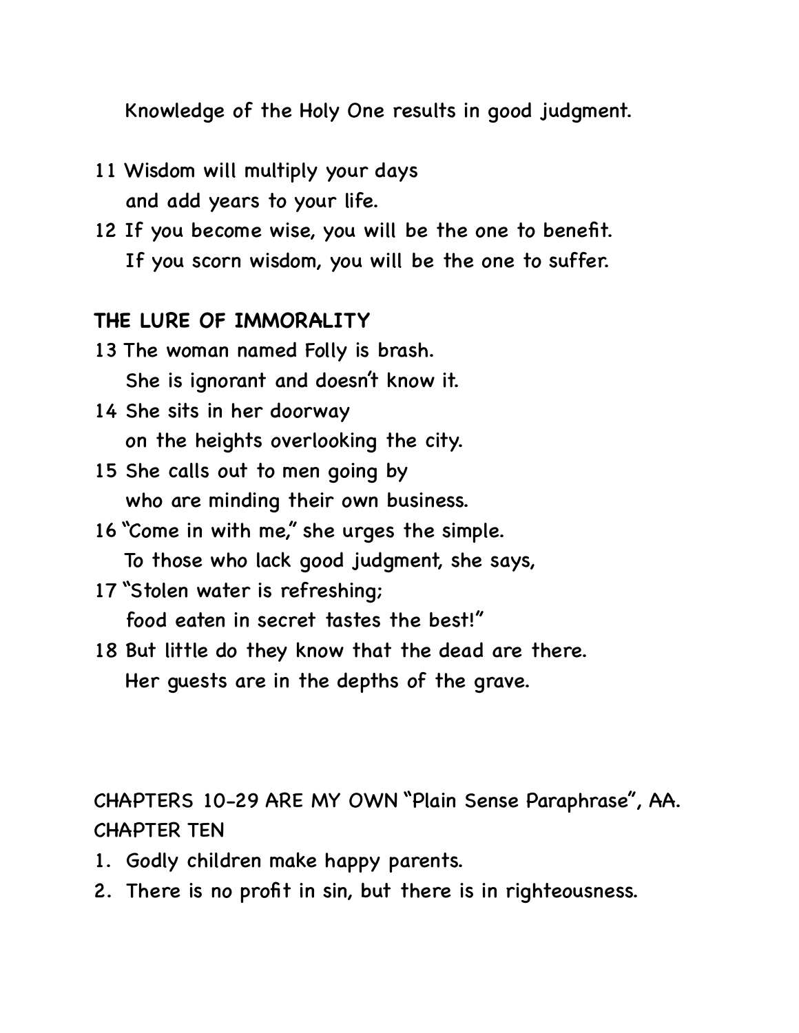Knowledge of the Holy One results in good judgment.

11 Wisdom will multiply your days
   and add years to your life.

12 If you become wise, you will be the one to benefit.
   If you scorn wisdom, you will be the one to suffer.

**THE LURE OF IMMORALITY**

13 The woman named Folly is brash.
   She is ignorant and doesn't know it.

14 She sits in her doorway
   on the heights overlooking the city.

15 She calls out to men going by
   who are minding their own business.

16 "Come in with me," she urges the simple.
   To those who lack good judgment, she says,

17 "Stolen water is refreshing;
   food eaten in secret tastes the best!"

18 But little do they know that the dead are there.
   Her guests are in the depths of the grave.

CHAPTERS 10-29 ARE MY OWN "Plain Sense Paraphrase", AA.

CHAPTER TEN

1. Godly children make happy parents.
2. There is no profit in sin, but there is in righteousness.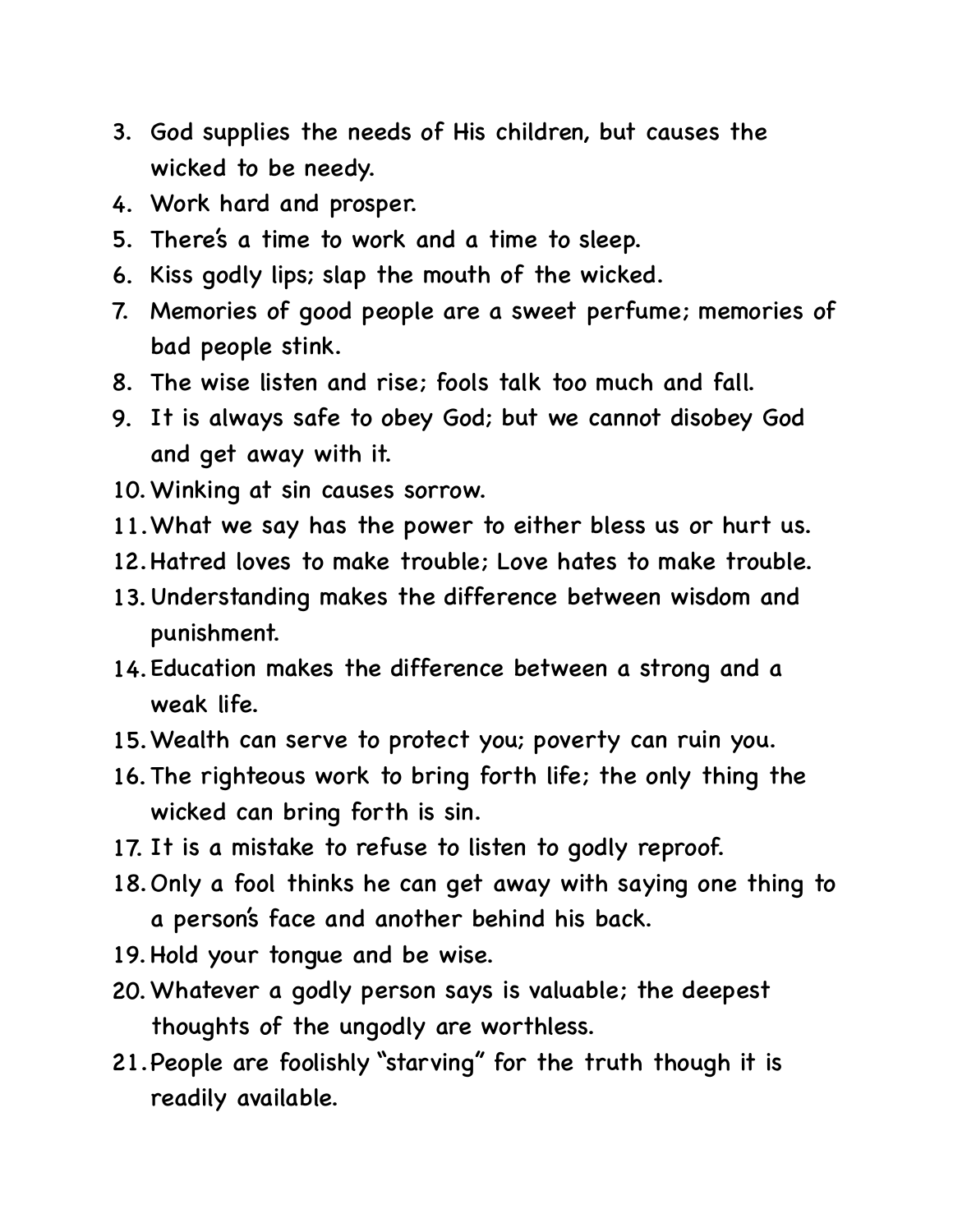3. God supplies the needs of His children, but causes the wicked to be needy.
4. Work hard and prosper.
5. There's a time to work and a time to sleep.
6. Kiss godly lips; slap the mouth of the wicked.
7. Memories of good people are a sweet perfume; memories of bad people stink.
8. The wise listen and rise; fools talk too much and fall.
9. It is always safe to obey God; but we cannot disobey God and get away with it.
10. Winking at sin causes sorrow.
11. What we say has the power to either bless us or hurt us.
12. Hatred loves to make trouble; Love hates to make trouble.
13. Understanding makes the difference between wisdom and punishment.
14. Education makes the difference between a strong and a weak life.
15. Wealth can serve to protect you; poverty can ruin you.
16. The righteous work to bring forth life; the only thing the wicked can bring forth is sin.
17. It is a mistake to refuse to listen to godly reproof.
18. Only a fool thinks he can get away with saying one thing to a person's face and another behind his back.
19. Hold your tongue and be wise.
20. Whatever a godly person says is valuable; the deepest thoughts of the ungodly are worthless.
21. People are foolishly "starving" for the truth though it is readily available.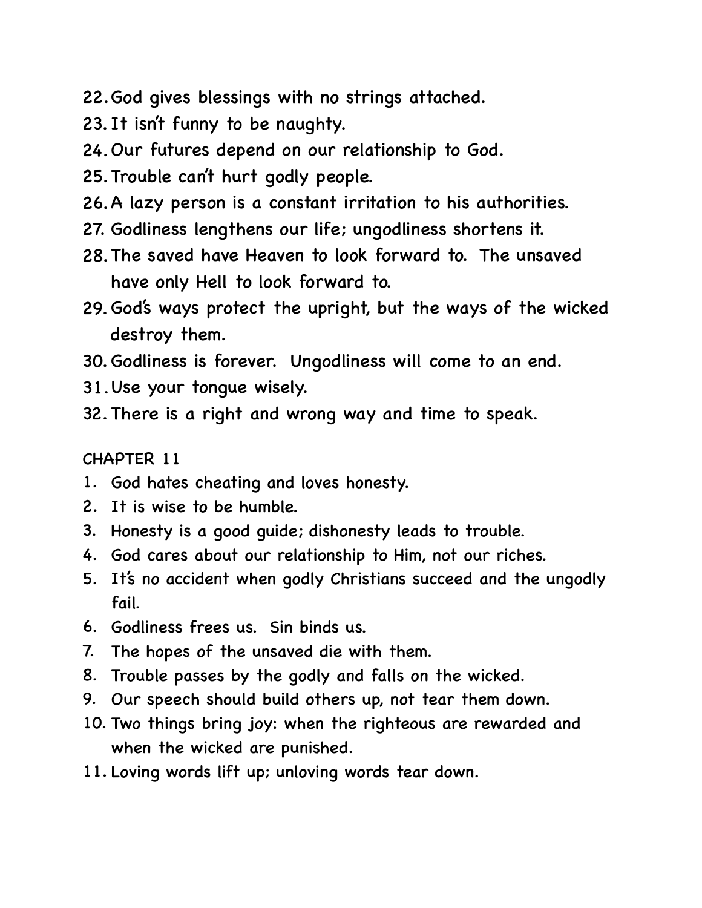22. God gives blessings with no strings attached.
23. It isn't funny to be naughty.
24. Our futures depend on our relationship to God.
25. Trouble can't hurt godly people.
26. A lazy person is a constant irritation to his authorities.
27. Godliness lengthens our life; ungodliness shortens it.
28. The saved have Heaven to look forward to. The unsaved have only Hell to look forward to.
29. God's ways protect the upright, but the ways of the wicked destroy them.
30. Godliness is forever. Ungodliness will come to an end.
31. Use your tongue wisely.
32. There is a right and wrong way and time to speak.

CHAPTER 11

1. God hates cheating and loves honesty.
2. It is wise to be humble.
3. Honesty is a good guide; dishonesty leads to trouble.
4. God cares about our relationship to Him, not our riches.
5. It's no accident when godly Christians succeed and the ungodly fail.
6. Godliness frees us. Sin binds us.
7. The hopes of the unsaved die with them.
8. Trouble passes by the godly and falls on the wicked.
9. Our speech should build others up, not tear them down.
10. Two things bring joy: when the righteous are rewarded and when the wicked are punished.
11. Loving words lift up; unloving words tear down.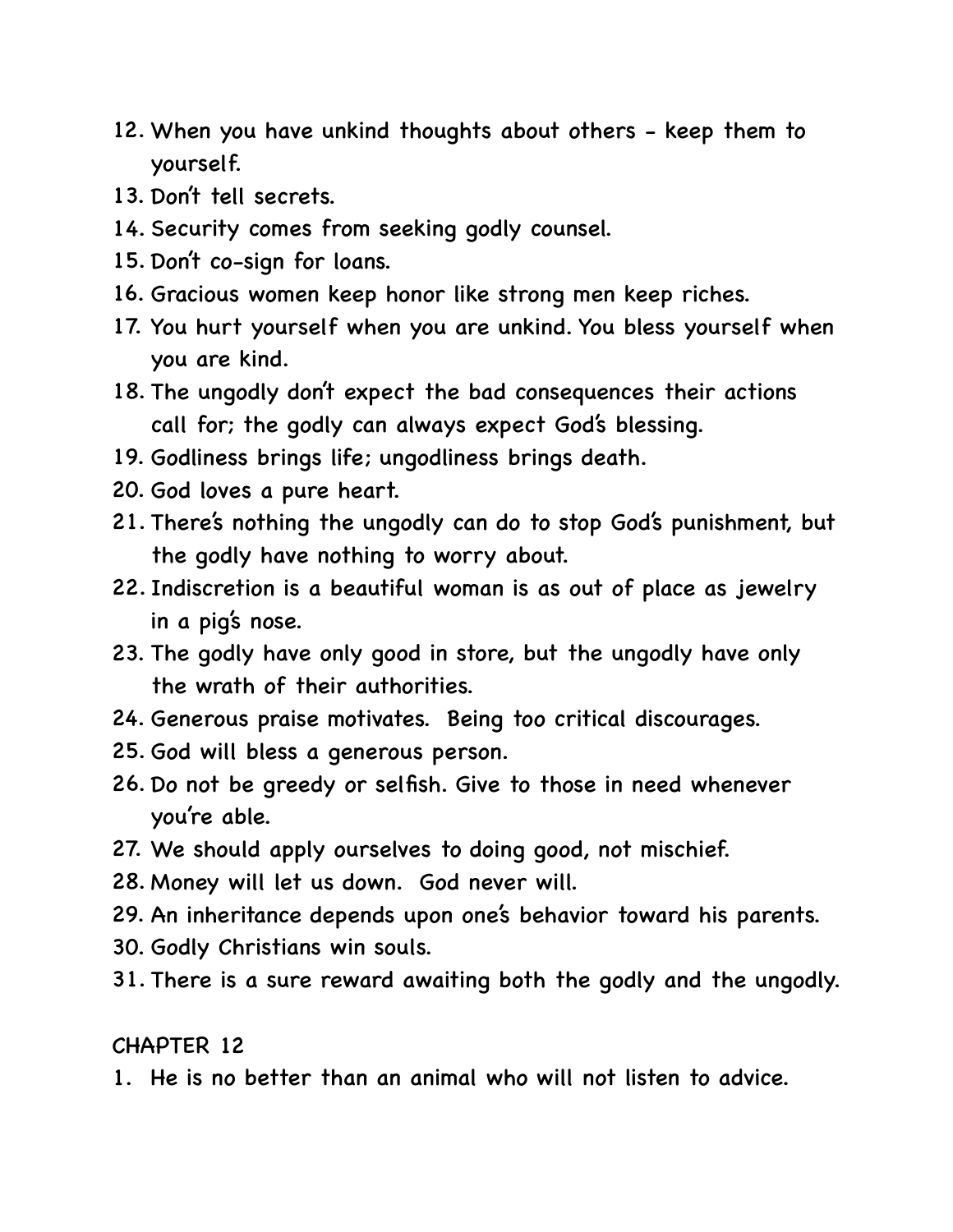12. When you have unkind thoughts about others - keep them to yourself.
13. Don't tell secrets.
14. Security comes from seeking godly counsel.
15. Don't co-sign for loans.
16. Gracious women keep honor like strong men keep riches.
17. You hurt yourself when you are unkind. You bless yourself when you are kind.
18. The ungodly don't expect the bad consequences their actions call for; the godly can always expect God's blessing.
19. Godliness brings life; ungodliness brings death.
20. God loves a pure heart.
21. There's nothing the ungodly can do to stop God's punishment, but the godly have nothing to worry about.
22. Indiscretion is a beautiful woman is as out of place as jewelry in a pig's nose.
23. The godly have only good in store, but the ungodly have only the wrath of their authorities.
24. Generous praise motivates.  Being too critical discourages.
25. God will bless a generous person.
26. Do not be greedy or selfish. Give to those in need whenever you're able.
27. We should apply ourselves to doing good, not mischief.
28. Money will let us down.  God never will.
29. An inheritance depends upon one's behavior toward his parents.
30. Godly Christians win souls.
31. There is a sure reward awaiting both the godly and the ungodly.

CHAPTER 12

1. He is no better than an animal who will not listen to advice.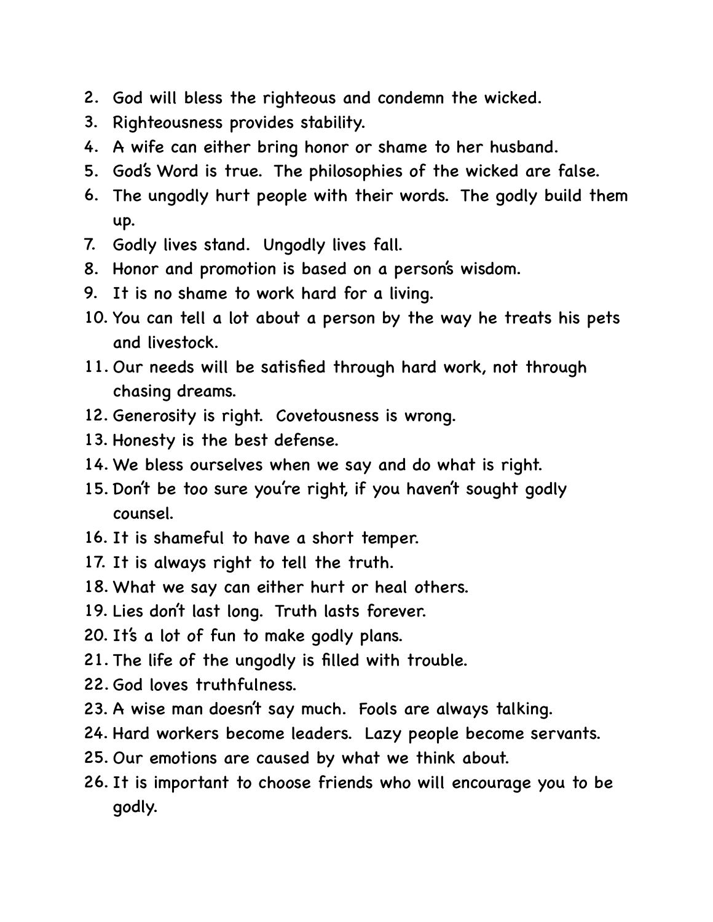2. God will bless the righteous and condemn the wicked.
3. Righteousness provides stability.
4. A wife can either bring honor or shame to her husband.
5. God's Word is true. The philosophies of the wicked are false.
6. The ungodly hurt people with their words. The godly build them up.
7. Godly lives stand. Ungodly lives fall.
8. Honor and promotion is based on a person's wisdom.
9. It is no shame to work hard for a living.
10. You can tell a lot about a person by the way he treats his pets and livestock.
11. Our needs will be satisfied through hard work, not through chasing dreams.
12. Generosity is right. Covetousness is wrong.
13. Honesty is the best defense.
14. We bless ourselves when we say and do what is right.
15. Don't be too sure you're right, if you haven't sought godly counsel.
16. It is shameful to have a short temper.
17. It is always right to tell the truth.
18. What we say can either hurt or heal others.
19. Lies don't last long. Truth lasts forever.
20. It's a lot of fun to make godly plans.
21. The life of the ungodly is filled with trouble.
22. God loves truthfulness.
23. A wise man doesn't say much. Fools are always talking.
24. Hard workers become leaders. Lazy people become servants.
25. Our emotions are caused by what we think about.
26. It is important to choose friends who will encourage you to be godly.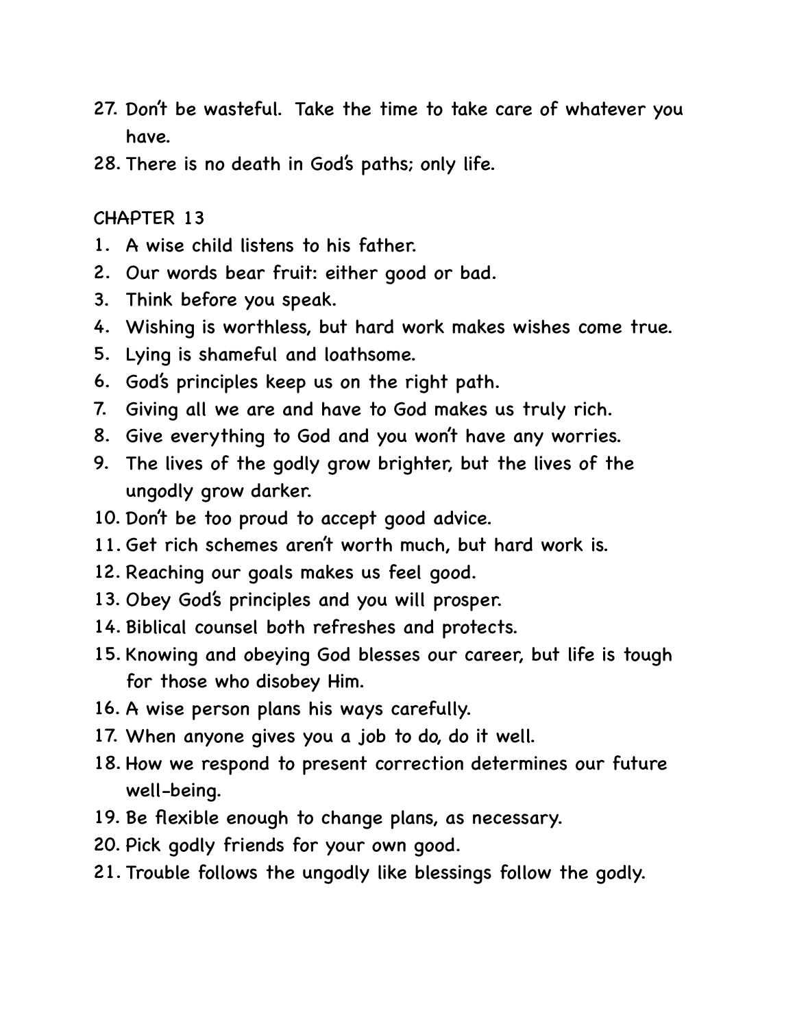27. Don't be wasteful. Take the time to take care of whatever you have.
28. There is no death in God's paths; only life.

CHAPTER 13

1. A wise child listens to his father.
2. Our words bear fruit: either good or bad.
3. Think before you speak.
4. Wishing is worthless, but hard work makes wishes come true.
5. Lying is shameful and loathsome.
6. God's principles keep us on the right path.
7. Giving all we are and have to God makes us truly rich.
8. Give everything to God and you won't have any worries.
9. The lives of the godly grow brighter, but the lives of the ungodly grow darker.
10. Don't be too proud to accept good advice.
11. Get rich schemes aren't worth much, but hard work is.
12. Reaching our goals makes us feel good.
13. Obey God's principles and you will prosper.
14. Biblical counsel both refreshes and protects.
15. Knowing and obeying God blesses our career, but life is tough for those who disobey Him.
16. A wise person plans his ways carefully.
17. When anyone gives you a job to do, do it well.
18. How we respond to present correction determines our future well-being.
19. Be flexible enough to change plans, as necessary.
20. Pick godly friends for your own good.
21. Trouble follows the ungodly like blessings follow the godly.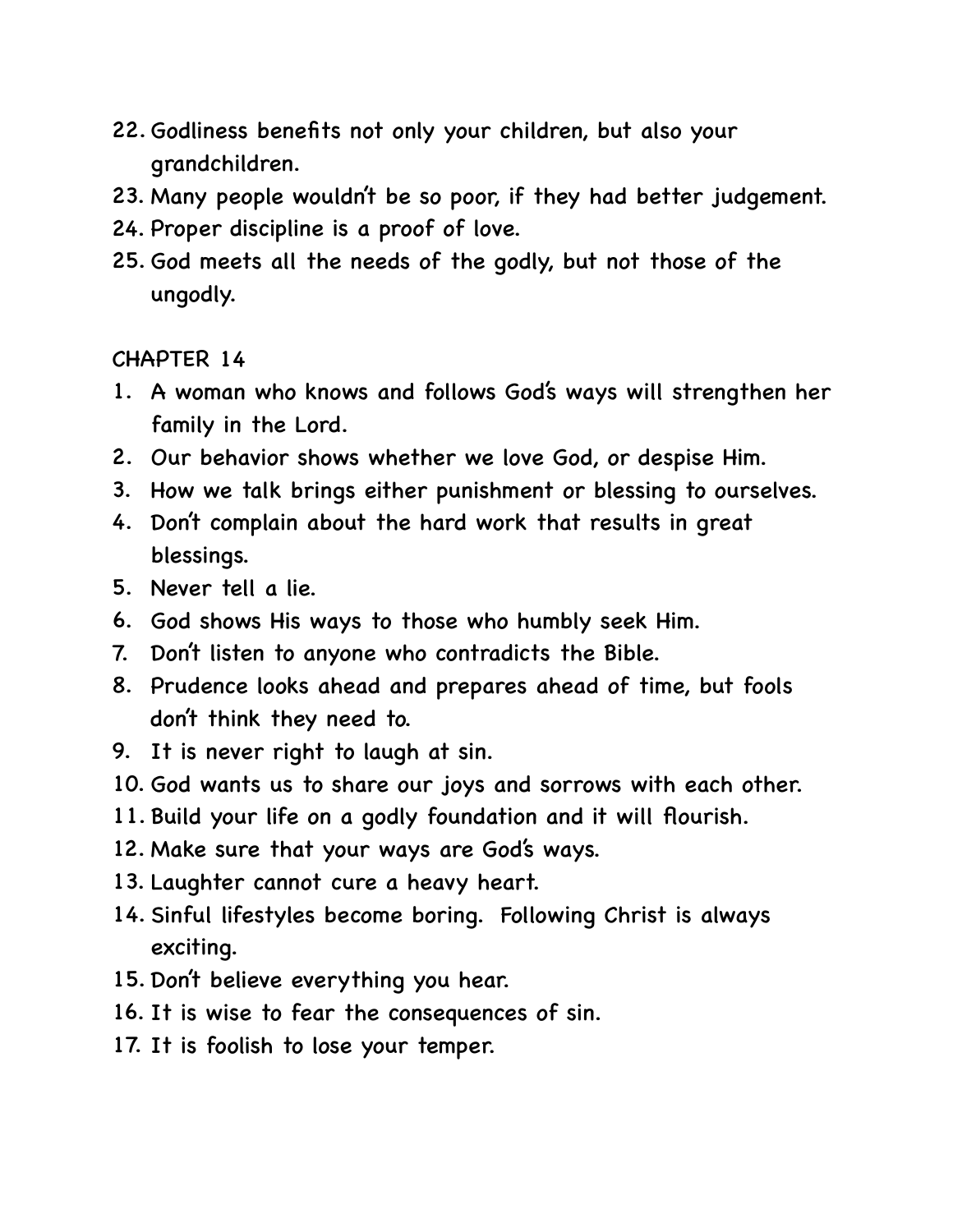22. Godliness benefits not only your children, but also your grandchildren.
23. Many people wouldn't be so poor, if they had better judgement.
24. Proper discipline is a proof of love.
25. God meets all the needs of the godly, but not those of the ungodly.

CHAPTER 14

1. A woman who knows and follows God's ways will strengthen her family in the Lord.
2. Our behavior shows whether we love God, or despise Him.
3. How we talk brings either punishment or blessing to ourselves.
4. Don't complain about the hard work that results in great blessings.
5. Never tell a lie.
6. God shows His ways to those who humbly seek Him.
7. Don't listen to anyone who contradicts the Bible.
8. Prudence looks ahead and prepares ahead of time, but fools don't think they need to.
9. It is never right to laugh at sin.
10. God wants us to share our joys and sorrows with each other.
11. Build your life on a godly foundation and it will flourish.
12. Make sure that your ways are God's ways.
13. Laughter cannot cure a heavy heart.
14. Sinful lifestyles become boring. Following Christ is always exciting.
15. Don't believe everything you hear.
16. It is wise to fear the consequences of sin.
17. It is foolish to lose your temper.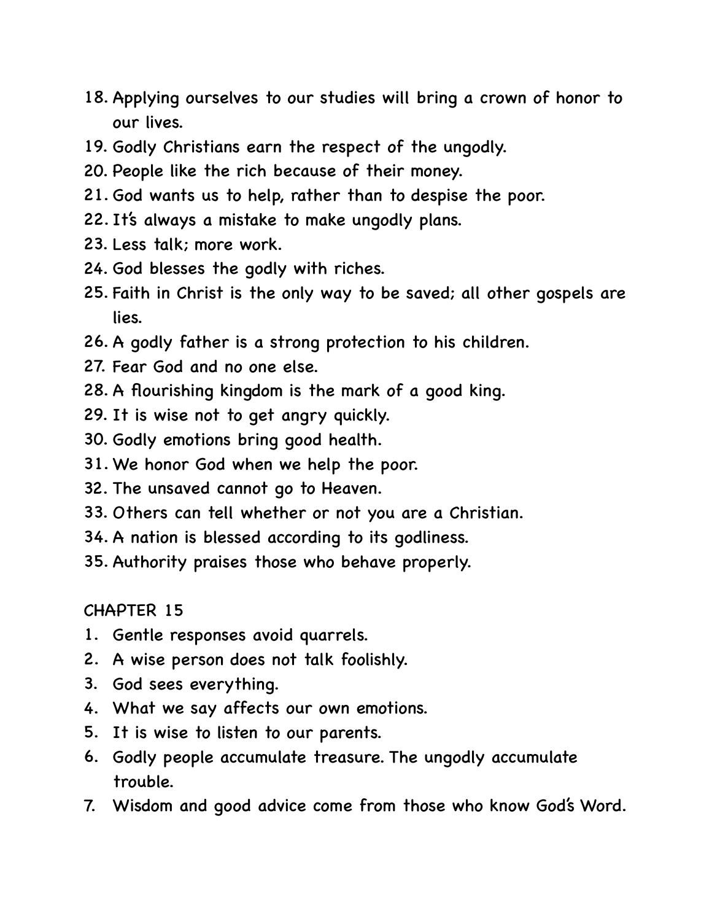18. Applying ourselves to our studies will bring a crown of honor to our lives.
19. Godly Christians earn the respect of the ungodly.
20. People like the rich because of their money.
21. God wants us to help, rather than to despise the poor.
22. It's always a mistake to make ungodly plans.
23. Less talk; more work.
24. God blesses the godly with riches.
25. Faith in Christ is the only way to be saved; all other gospels are lies.
26. A godly father is a strong protection to his children.
27. Fear God and no one else.
28. A flourishing kingdom is the mark of a good king.
29. It is wise not to get angry quickly.
30. Godly emotions bring good health.
31. We honor God when we help the poor.
32. The unsaved cannot go to Heaven.
33. Others can tell whether or not you are a Christian.
34. A nation is blessed according to its godliness.
35. Authority praises those who behave properly.

CHAPTER 15

1. Gentle responses avoid quarrels.
2. A wise person does not talk foolishly.
3. God sees everything.
4. What we say affects our own emotions.
5. It is wise to listen to our parents.
6. Godly people accumulate treasure. The ungodly accumulate trouble.
7. Wisdom and good advice come from those who know God's Word.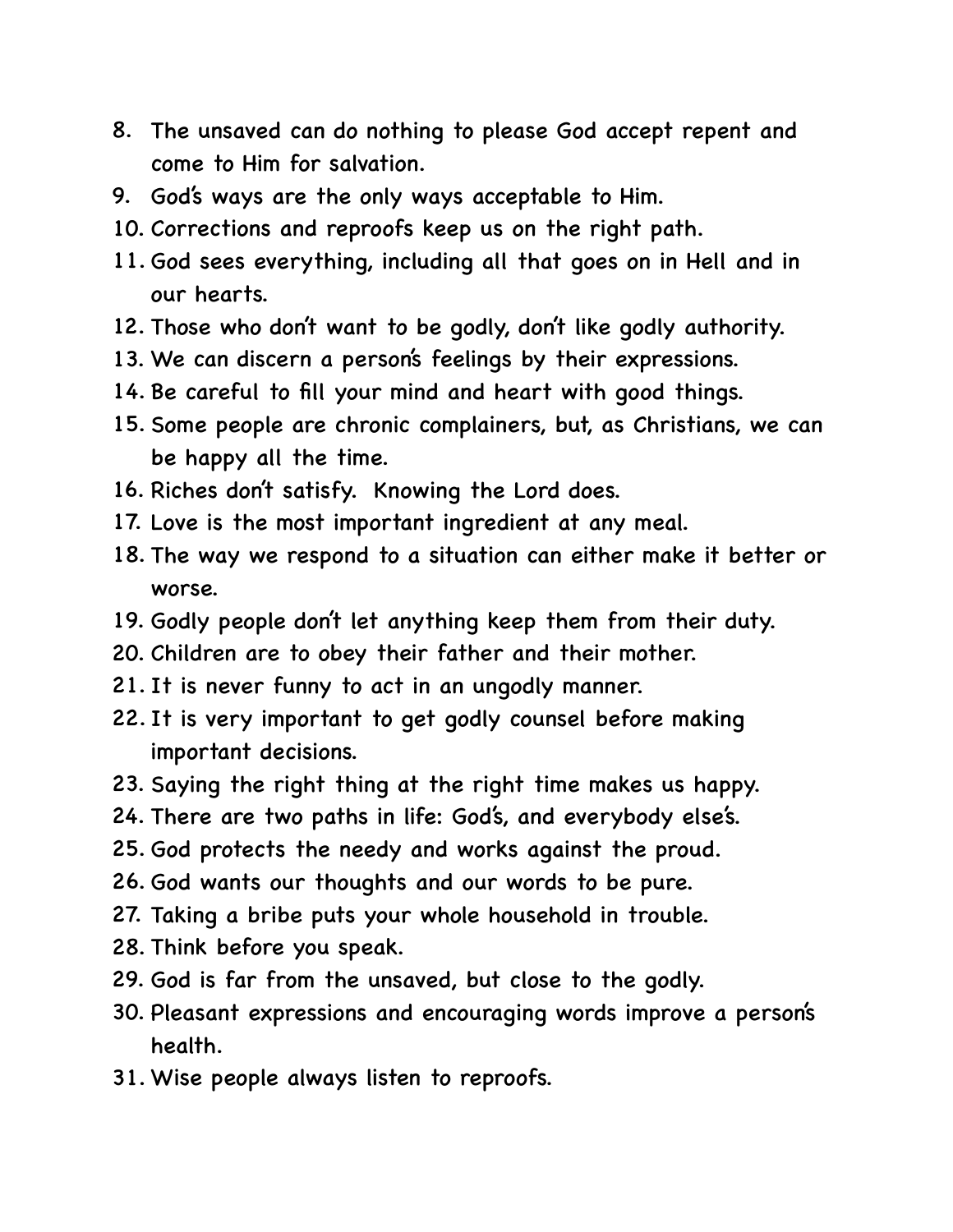8. The unsaved can do nothing to please God accept repent and come to Him for salvation.
9. God's ways are the only ways acceptable to Him.
10. Corrections and reproofs keep us on the right path.
11. God sees everything, including all that goes on in Hell and in our hearts.
12. Those who don't want to be godly, don't like godly authority.
13. We can discern a person's feelings by their expressions.
14. Be careful to fill your mind and heart with good things.
15. Some people are chronic complainers, but, as Christians, we can be happy all the time.
16. Riches don't satisfy. Knowing the Lord does.
17. Love is the most important ingredient at any meal.
18. The way we respond to a situation can either make it better or worse.
19. Godly people don't let anything keep them from their duty.
20. Children are to obey their father and their mother.
21. It is never funny to act in an ungodly manner.
22. It is very important to get godly counsel before making important decisions.
23. Saying the right thing at the right time makes us happy.
24. There are two paths in life: God's, and everybody else's.
25. God protects the needy and works against the proud.
26. God wants our thoughts and our words to be pure.
27. Taking a bribe puts your whole household in trouble.
28. Think before you speak.
29. God is far from the unsaved, but close to the godly.
30. Pleasant expressions and encouraging words improve a person's health.
31. Wise people always listen to reproofs.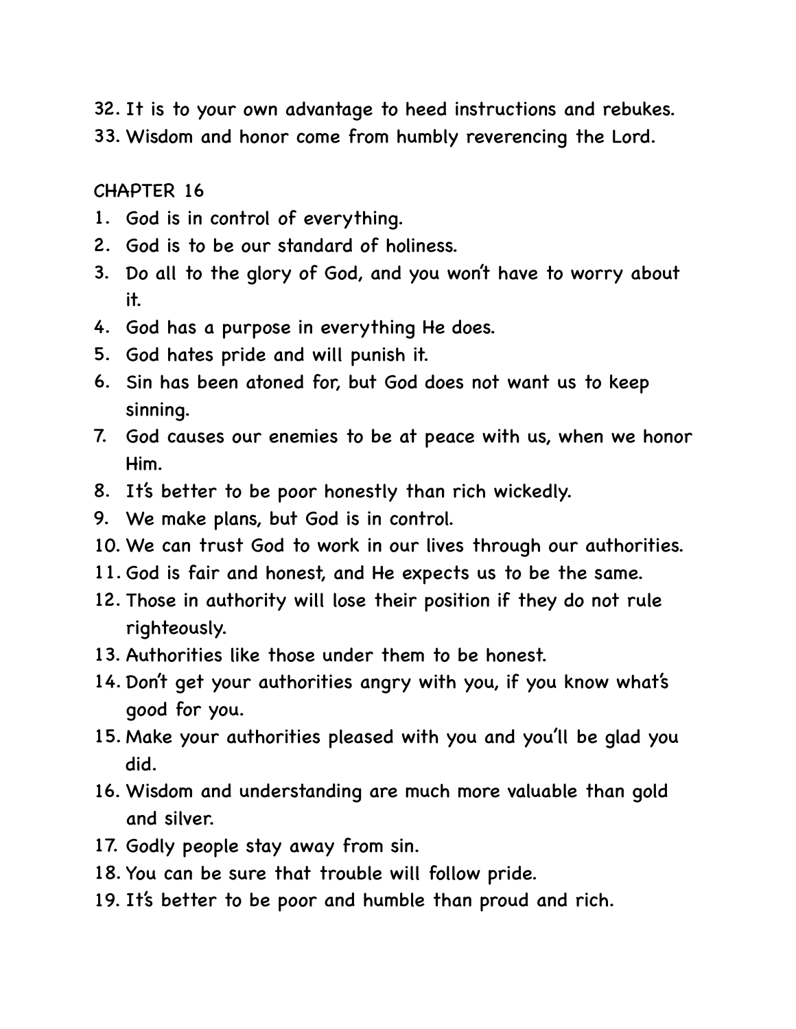32. It is to your own advantage to heed instructions and rebukes.
33. Wisdom and honor come from humbly reverencing the Lord.

CHAPTER 16

1. God is in control of everything.
2. God is to be our standard of holiness.
3. Do all to the glory of God, and you won't have to worry about it.
4. God has a purpose in everything He does.
5. God hates pride and will punish it.
6. Sin has been atoned for, but God does not want us to keep sinning.
7. God causes our enemies to be at peace with us, when we honor Him.
8. It's better to be poor honestly than rich wickedly.
9. We make plans, but God is in control.
10. We can trust God to work in our lives through our authorities.
11. God is fair and honest, and He expects us to be the same.
12. Those in authority will lose their position if they do not rule righteously.
13. Authorities like those under them to be honest.
14. Don't get your authorities angry with you, if you know what's good for you.
15. Make your authorities pleased with you and you'll be glad you did.
16. Wisdom and understanding are much more valuable than gold and silver.
17. Godly people stay away from sin.
18. You can be sure that trouble will follow pride.
19. It's better to be poor and humble than proud and rich.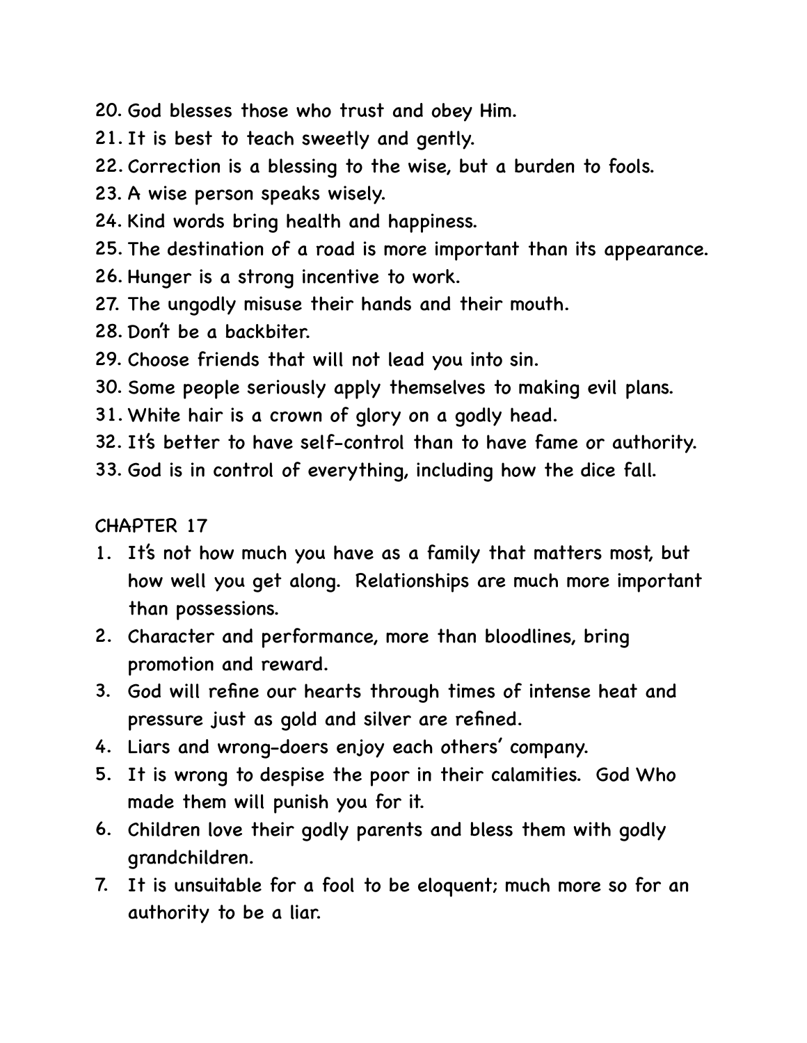20. God blesses those who trust and obey Him.
21. It is best to teach sweetly and gently.
22. Correction is a blessing to the wise, but a burden to fools.
23. A wise person speaks wisely.
24. Kind words bring health and happiness.
25. The destination of a road is more important than its appearance.
26. Hunger is a strong incentive to work.
27. The ungodly misuse their hands and their mouth.
28. Don't be a backbiter.
29. Choose friends that will not lead you into sin.
30. Some people seriously apply themselves to making evil plans.
31. White hair is a crown of glory on a godly head.
32. It's better to have self-control than to have fame or authority.
33. God is in control of everything, including how the dice fall.

CHAPTER 17

1. It's not how much you have as a family that matters most, but how well you get along. Relationships are much more important than possessions.
2. Character and performance, more than bloodlines, bring promotion and reward.
3. God will refine our hearts through times of intense heat and pressure just as gold and silver are refined.
4. Liars and wrong-doers enjoy each others' company.
5. It is wrong to despise the poor in their calamities. God Who made them will punish you for it.
6. Children love their godly parents and bless them with godly grandchildren.
7. It is unsuitable for a fool to be eloquent; much more so for an authority to be a liar.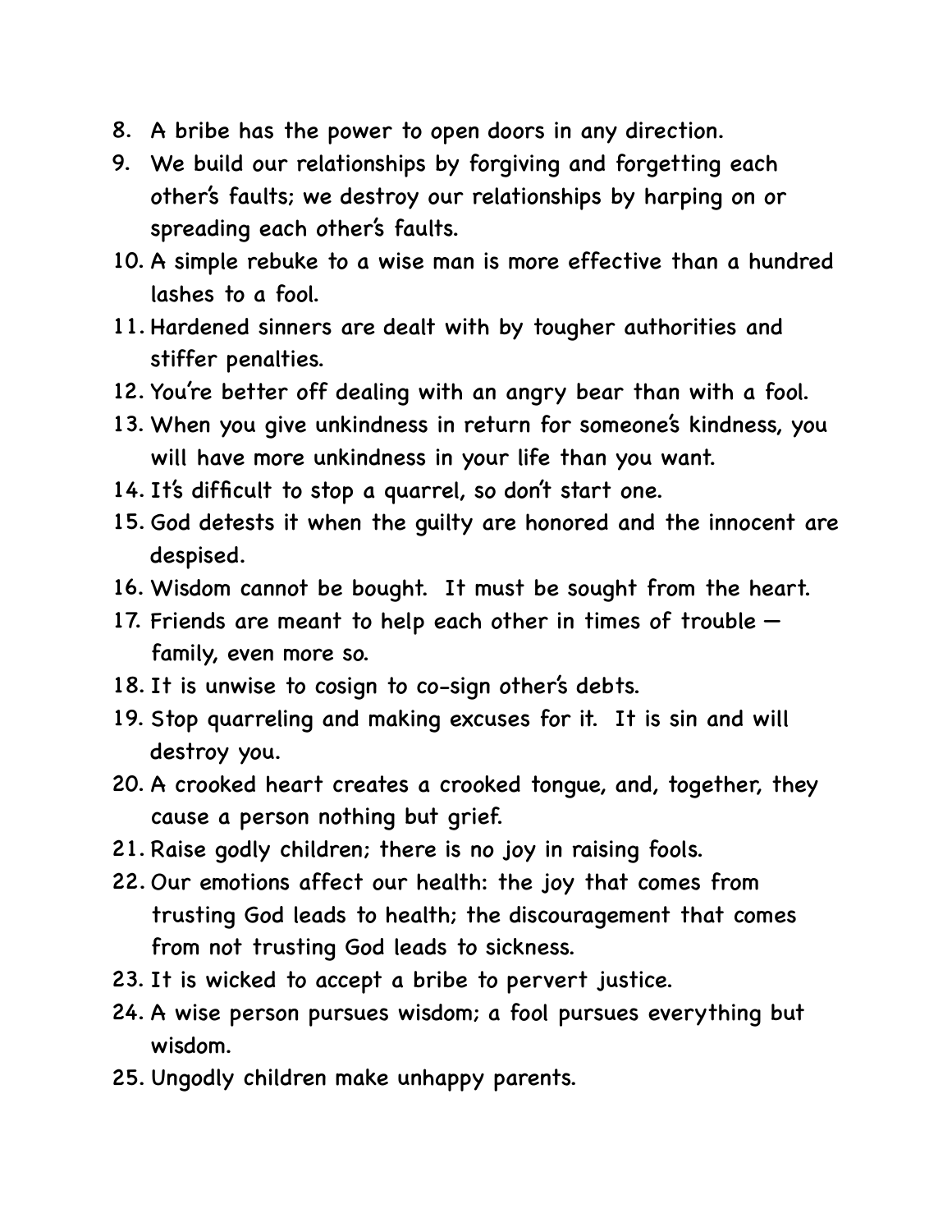8. A bribe has the power to open doors in any direction.
9. We build our relationships by forgiving and forgetting each other's faults; we destroy our relationships by harping on or spreading each other's faults.
10. A simple rebuke to a wise man is more effective than a hundred lashes to a fool.
11. Hardened sinners are dealt with by tougher authorities and stiffer penalties.
12. You're better off dealing with an angry bear than with a fool.
13. When you give unkindness in return for someone's kindness, you will have more unkindness in your life than you want.
14. It's difficult to stop a quarrel, so don't start one.
15. God detests it when the guilty are honored and the innocent are despised.
16. Wisdom cannot be bought. It must be sought from the heart.
17. Friends are meant to help each other in times of trouble — family, even more so.
18. It is unwise to cosign to co-sign other's debts.
19. Stop quarreling and making excuses for it. It is sin and will destroy you.
20. A crooked heart creates a crooked tongue, and, together, they cause a person nothing but grief.
21. Raise godly children; there is no joy in raising fools.
22. Our emotions affect our health: the joy that comes from trusting God leads to health; the discouragement that comes from not trusting God leads to sickness.
23. It is wicked to accept a bribe to pervert justice.
24. A wise person pursues wisdom; a fool pursues everything but wisdom.
25. Ungodly children make unhappy parents.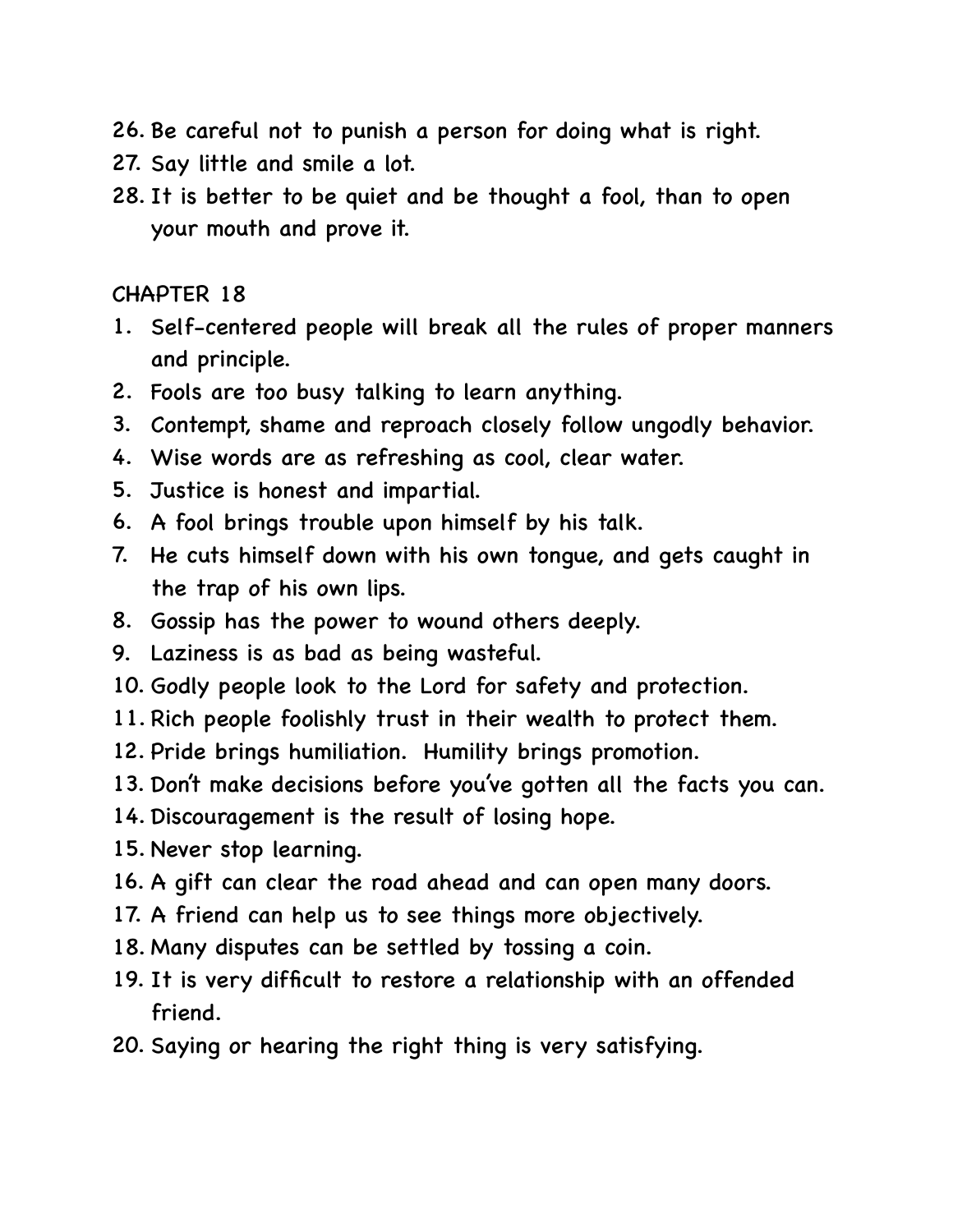26. Be careful not to punish a person for doing what is right.
27. Say little and smile a lot.
28. It is better to be quiet and be thought a fool, than to open your mouth and prove it.

CHAPTER 18

1. Self-centered people will break all the rules of proper manners and principle.
2. Fools are too busy talking to learn anything.
3. Contempt, shame and reproach closely follow ungodly behavior.
4. Wise words are as refreshing as cool, clear water.
5. Justice is honest and impartial.
6. A fool brings trouble upon himself by his talk.
7. He cuts himself down with his own tongue, and gets caught in the trap of his own lips.
8. Gossip has the power to wound others deeply.
9. Laziness is as bad as being wasteful.
10. Godly people look to the Lord for safety and protection.
11. Rich people foolishly trust in their wealth to protect them.
12. Pride brings humiliation. Humility brings promotion.
13. Don't make decisions before you've gotten all the facts you can.
14. Discouragement is the result of losing hope.
15. Never stop learning.
16. A gift can clear the road ahead and can open many doors.
17. A friend can help us to see things more objectively.
18. Many disputes can be settled by tossing a coin.
19. It is very difficult to restore a relationship with an offended friend.
20. Saying or hearing the right thing is very satisfying.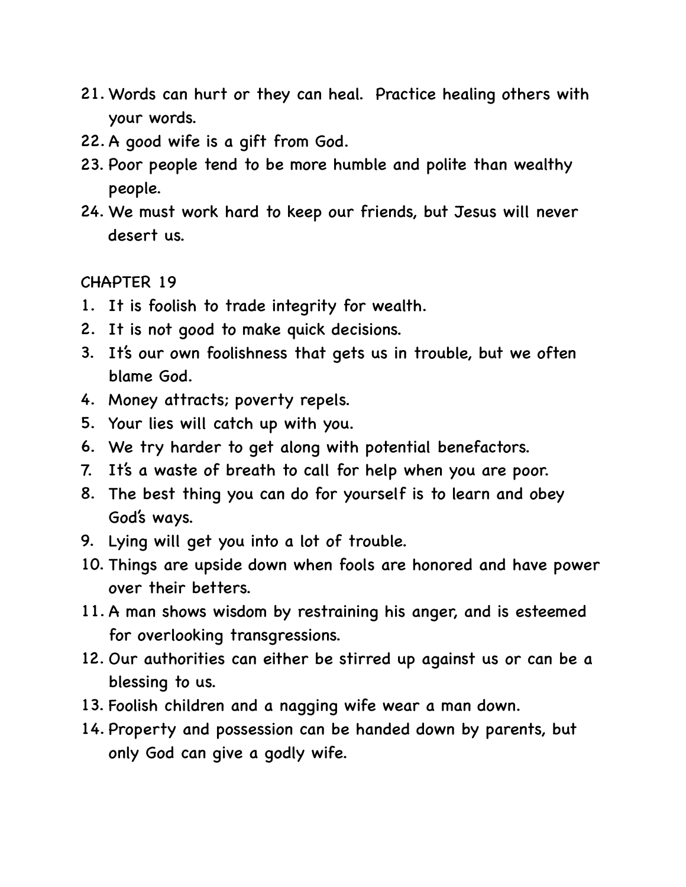21. Words can hurt or they can heal. Practice healing others with your words.
22. A good wife is a gift from God.
23. Poor people tend to be more humble and polite than wealthy people.
24. We must work hard to keep our friends, but Jesus will never desert us.

CHAPTER 19

1. It is foolish to trade integrity for wealth.
2. It is not good to make quick decisions.
3. It's our own foolishness that gets us in trouble, but we often blame God.
4. Money attracts; poverty repels.
5. Your lies will catch up with you.
6. We try harder to get along with potential benefactors.
7. It's a waste of breath to call for help when you are poor.
8. The best thing you can do for yourself is to learn and obey God's ways.
9. Lying will get you into a lot of trouble.
10. Things are upside down when fools are honored and have power over their betters.
11. A man shows wisdom by restraining his anger, and is esteemed for overlooking transgressions.
12. Our authorities can either be stirred up against us or can be a blessing to us.
13. Foolish children and a nagging wife wear a man down.
14. Property and possession can be handed down by parents, but only God can give a godly wife.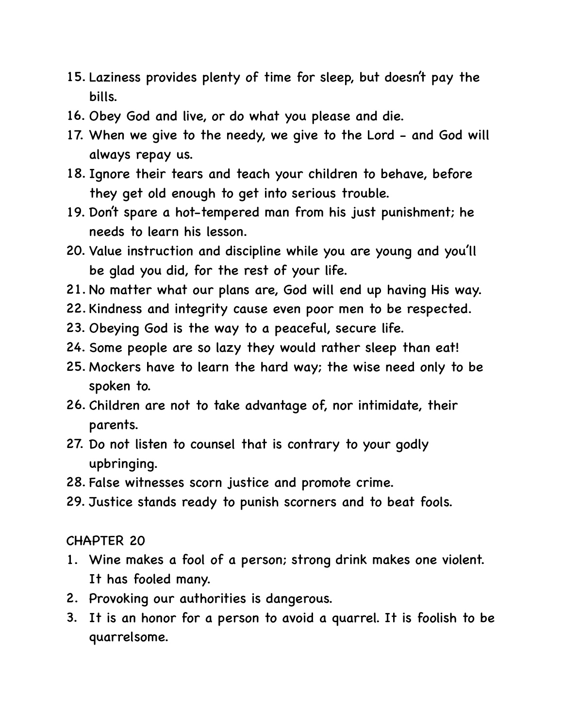15. Laziness provides plenty of time for sleep, but doesn't pay the bills.
16. Obey God and live, or do what you please and die.
17. When we give to the needy, we give to the Lord - and God will always repay us.
18. Ignore their tears and teach your children to behave, before they get old enough to get into serious trouble.
19. Don't spare a hot-tempered man from his just punishment; he needs to learn his lesson.
20. Value instruction and discipline while you are young and you'll be glad you did, for the rest of your life.
21. No matter what our plans are, God will end up having His way.
22. Kindness and integrity cause even poor men to be respected.
23. Obeying God is the way to a peaceful, secure life.
24. Some people are so lazy they would rather sleep than eat!
25. Mockers have to learn the hard way; the wise need only to be spoken to.
26. Children are not to take advantage of, nor intimidate, their parents.
27. Do not listen to counsel that is contrary to your godly upbringing.
28. False witnesses scorn justice and promote crime.
29. Justice stands ready to punish scorners and to beat fools.

CHAPTER 20

1. Wine makes a fool of a person; strong drink makes one violent. It has fooled many.
2. Provoking our authorities is dangerous.
3. It is an honor for a person to avoid a quarrel. It is foolish to be quarrelsome.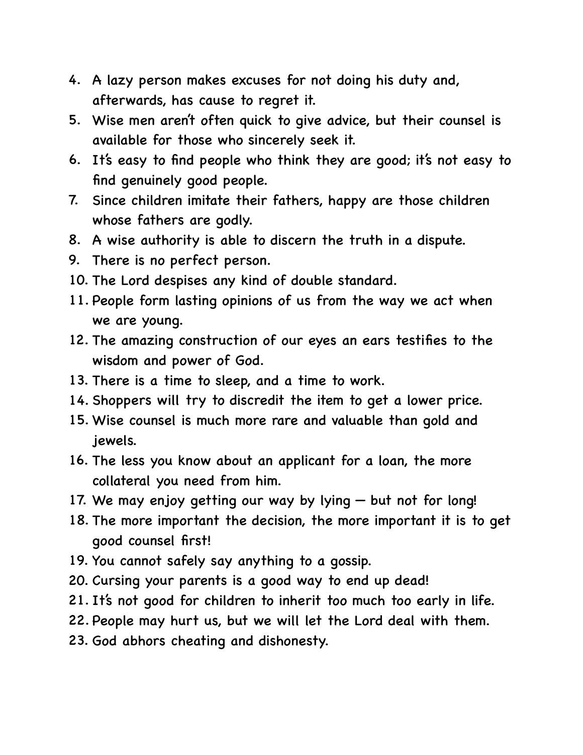4. A lazy person makes excuses for not doing his duty and, afterwards, has cause to regret it.
5. Wise men aren't often quick to give advice, but their counsel is available for those who sincerely seek it.
6. It's easy to find people who think they are good; it's not easy to find genuinely good people.
7. Since children imitate their fathers, happy are those children whose fathers are godly.
8. A wise authority is able to discern the truth in a dispute.
9. There is no perfect person.
10. The Lord despises any kind of double standard.
11. People form lasting opinions of us from the way we act when we are young.
12. The amazing construction of our eyes an ears testifies to the wisdom and power of God.
13. There is a time to sleep, and a time to work.
14. Shoppers will try to discredit the item to get a lower price.
15. Wise counsel is much more rare and valuable than gold and jewels.
16. The less you know about an applicant for a loan, the more collateral you need from him.
17. We may enjoy getting our way by lying — but not for long!
18. The more important the decision, the more important it is to get good counsel first!
19. You cannot safely say anything to a gossip.
20. Cursing your parents is a good way to end up dead!
21. It's not good for children to inherit too much too early in life.
22. People may hurt us, but we will let the Lord deal with them.
23. God abhors cheating and dishonesty.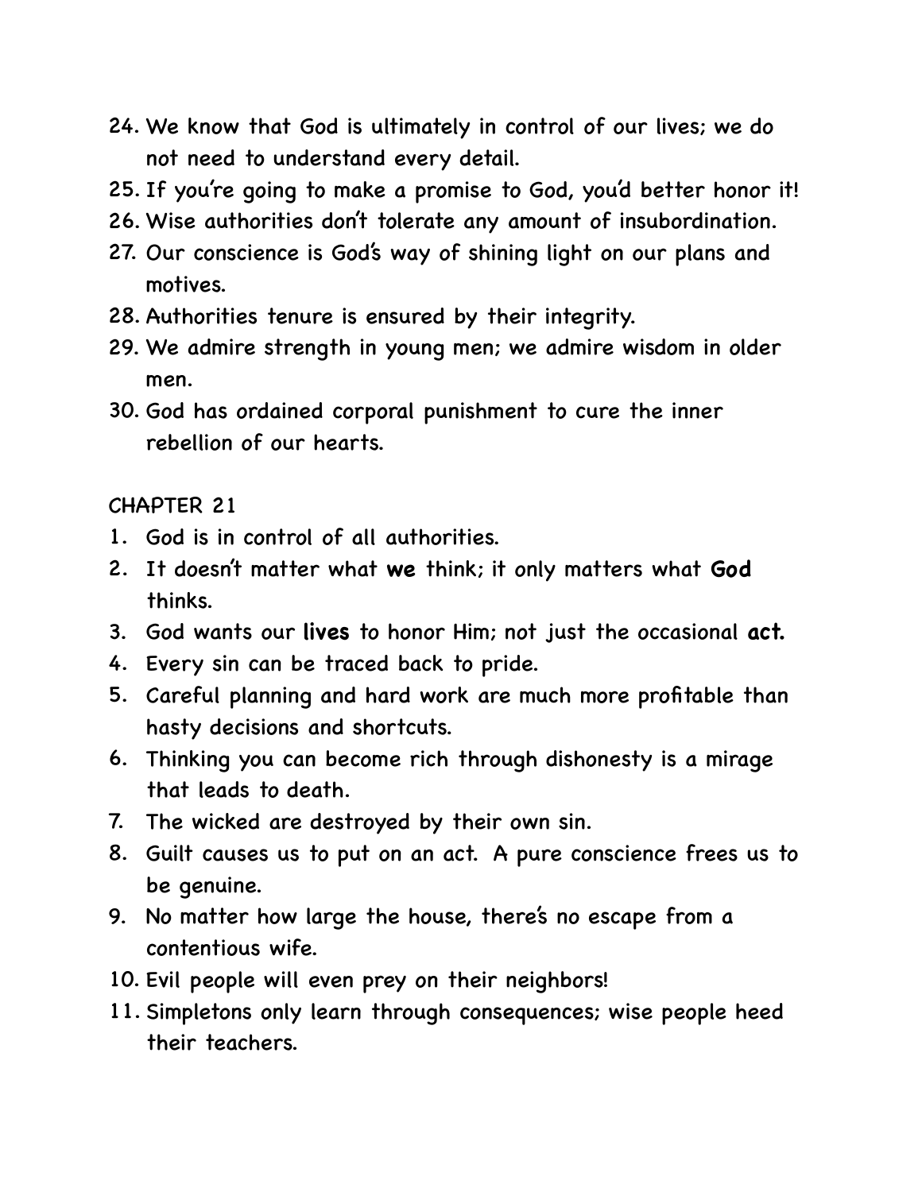24. We know that God is ultimately in control of our lives; we do not need to understand every detail.
25. If you're going to make a promise to God, you'd better honor it!
26. Wise authorities don't tolerate any amount of insubordination.
27. Our conscience is God's way of shining light on our plans and motives.
28. Authorities tenure is ensured by their integrity.
29. We admire strength in young men; we admire wisdom in older men.
30. God has ordained corporal punishment to cure the inner rebellion of our hearts.

CHAPTER 21

1. God is in control of all authorities.
2. It doesn't matter what **we** think; it only matters what **God** thinks.
3. God wants our **lives** to honor Him; not just the occasional **act.**
4. Every sin can be traced back to pride.
5. Careful planning and hard work are much more profitable than hasty decisions and shortcuts.
6. Thinking you can become rich through dishonesty is a mirage that leads to death.
7. The wicked are destroyed by their own sin.
8. Guilt causes us to put on an act. A pure conscience frees us to be genuine.
9. No matter how large the house, there's no escape from a contentious wife.
10. Evil people will even prey on their neighbors!
11. Simpletons only learn through consequences; wise people heed their teachers.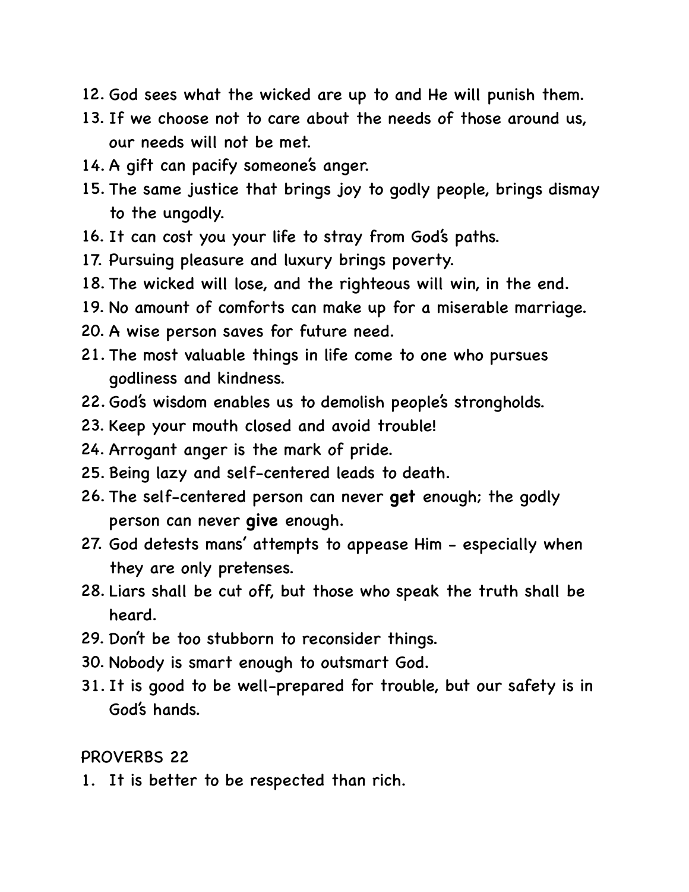12. God sees what the wicked are up to and He will punish them.
13. If we choose not to care about the needs of those around us, our needs will not be met.
14. A gift can pacify someone's anger.
15. The same justice that brings joy to godly people, brings dismay to the ungodly.
16. It can cost you your life to stray from God's paths.
17. Pursuing pleasure and luxury brings poverty.
18. The wicked will lose, and the righteous will win, in the end.
19. No amount of comforts can make up for a miserable marriage.
20. A wise person saves for future need.
21. The most valuable things in life come to one who pursues godliness and kindness.
22. God's wisdom enables us to demolish people's strongholds.
23. Keep your mouth closed and avoid trouble!
24. Arrogant anger is the mark of pride.
25. Being lazy and self-centered leads to death.
26. The self-centered person can never **get** enough; the godly person can never **give** enough.
27. God detests mans' attempts to appease Him - especially when they are only pretenses.
28. Liars shall be cut off, but those who speak the truth shall be heard.
29. Don't be too stubborn to reconsider things.
30. Nobody is smart enough to outsmart God.
31. It is good to be well-prepared for trouble, but our safety is in God's hands.

PROVERBS 22

1. It is better to be respected than rich.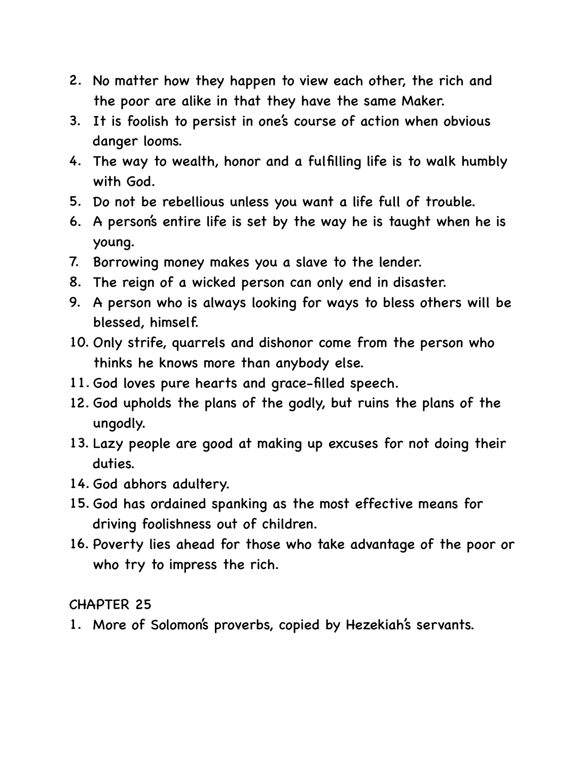2. No matter how they happen to view each other, the rich and the poor are alike in that they have the same Maker.
3. It is foolish to persist in one's course of action when obvious danger looms.
4. The way to wealth, honor and a fulfilling life is to walk humbly with God.
5. Do not be rebellious unless you want a life full of trouble.
6. A person's entire life is set by the way he is taught when he is young.
7. Borrowing money makes you a slave to the lender.
8. The reign of a wicked person can only end in disaster.
9. A person who is always looking for ways to bless others will be blessed, himself.
10. Only strife, quarrels and dishonor come from the person who thinks he knows more than anybody else.
11. God loves pure hearts and grace-filled speech.
12. God upholds the plans of the godly, but ruins the plans of the ungodly.
13. Lazy people are good at making up excuses for not doing their duties.
14. God abhors adultery.
15. God has ordained spanking as the most effective means for driving foolishness out of children.
16. Poverty lies ahead for those who take advantage of the poor or who try to impress the rich.

CHAPTER 25

1. More of Solomon's proverbs, copied by Hezekiah's servants.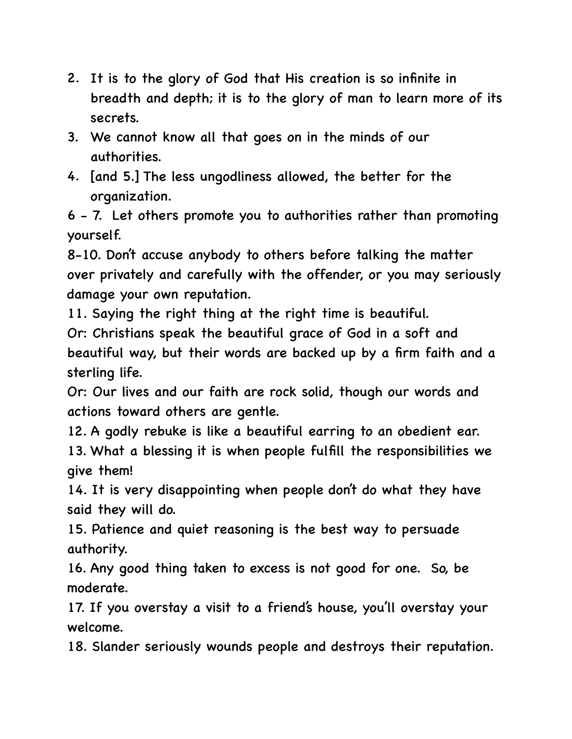2. It is to the glory of God that His creation is so infinite in breadth and depth; it is to the glory of man to learn more of its secrets.
3. We cannot know all that goes on in the minds of our authorities.
4. [and 5.] The less ungodliness allowed, the better for the organization.

6 - 7. Let others promote you to authorities rather than promoting yourself.

8-10. Don't accuse anybody to others before talking the matter over privately and carefully with the offender, or you may seriously damage your own reputation.

11. Saying the right thing at the right time is beautiful.

Or: Christians speak the beautiful grace of God in a soft and beautiful way, but their words are backed up by a firm faith and a sterling life.

Or: Our lives and our faith are rock solid, though our words and actions toward others are gentle.

12. A godly rebuke is like a beautiful earring to an obedient ear.

13. What a blessing it is when people fulfill the responsibilities we give them!

14. It is very disappointing when people don't do what they have said they will do.

15. Patience and quiet reasoning is the best way to persuade authority.

16. Any good thing taken to excess is not good for one. So, be moderate.

17. If you overstay a visit to a friend's house, you'll overstay your welcome.

18. Slander seriously wounds people and destroys their reputation.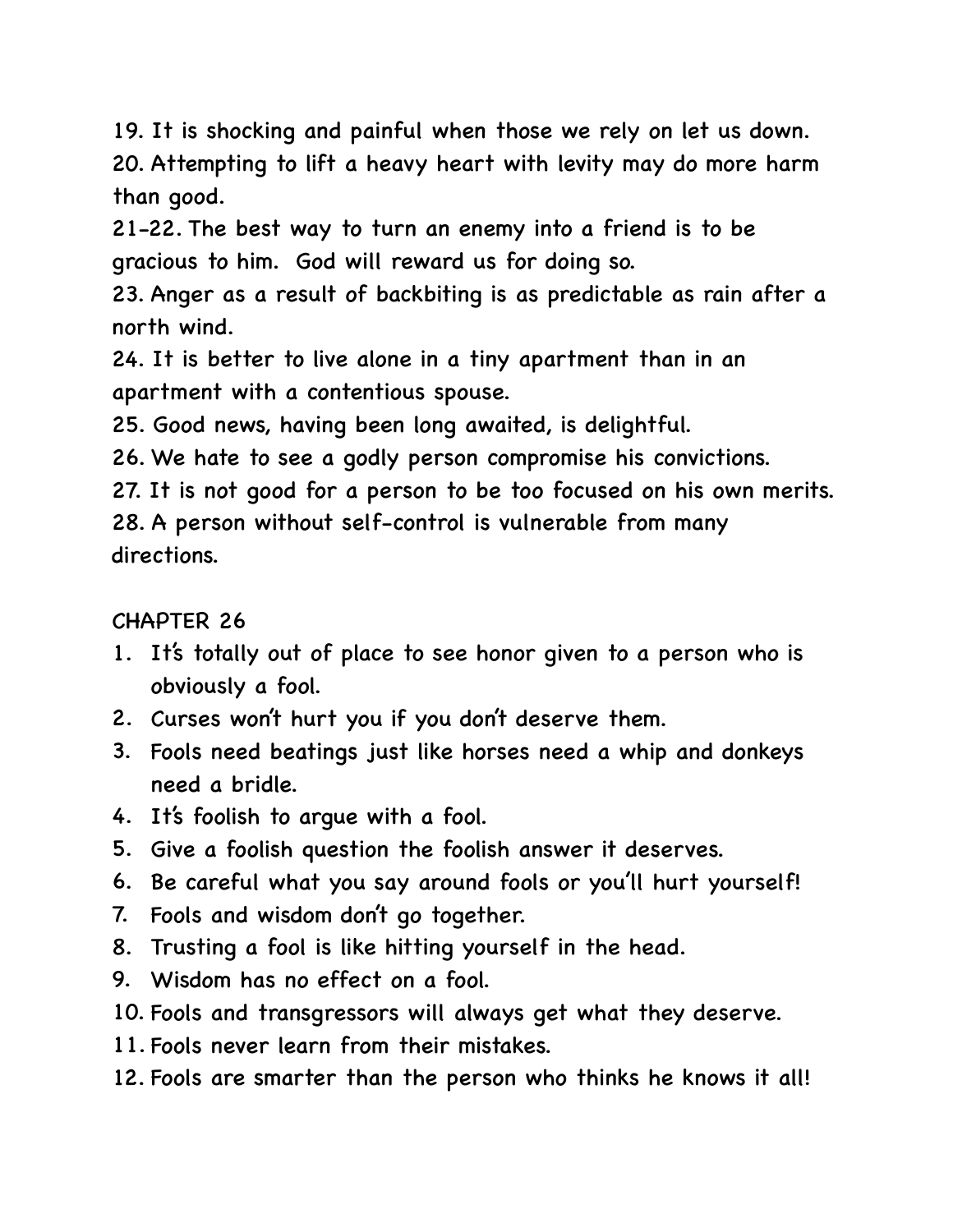19. It is shocking and painful when those we rely on let us down.
20. Attempting to lift a heavy heart with levity may do more harm than good.
21-22. The best way to turn an enemy into a friend is to be gracious to him. God will reward us for doing so.
23. Anger as a result of backbiting is as predictable as rain after a north wind.
24. It is better to live alone in a tiny apartment than in an apartment with a contentious spouse.
25. Good news, having been long awaited, is delightful.
26. We hate to see a godly person compromise his convictions.
27. It is not good for a person to be too focused on his own merits.
28. A person without self-control is vulnerable from many directions.

## CHAPTER 26

1. It's totally out of place to see honor given to a person who is obviously a fool.
2. Curses won't hurt you if you don't deserve them.
3. Fools need beatings just like horses need a whip and donkeys need a bridle.
4. It's foolish to argue with a fool.
5. Give a foolish question the foolish answer it deserves.
6. Be careful what you say around fools or you'll hurt yourself!
7. Fools and wisdom don't go together.
8. Trusting a fool is like hitting yourself in the head.
9. Wisdom has no effect on a fool.
10. Fools and transgressors will always get what they deserve.
11. Fools never learn from their mistakes.
12. Fools are smarter than the person who thinks he knows it all!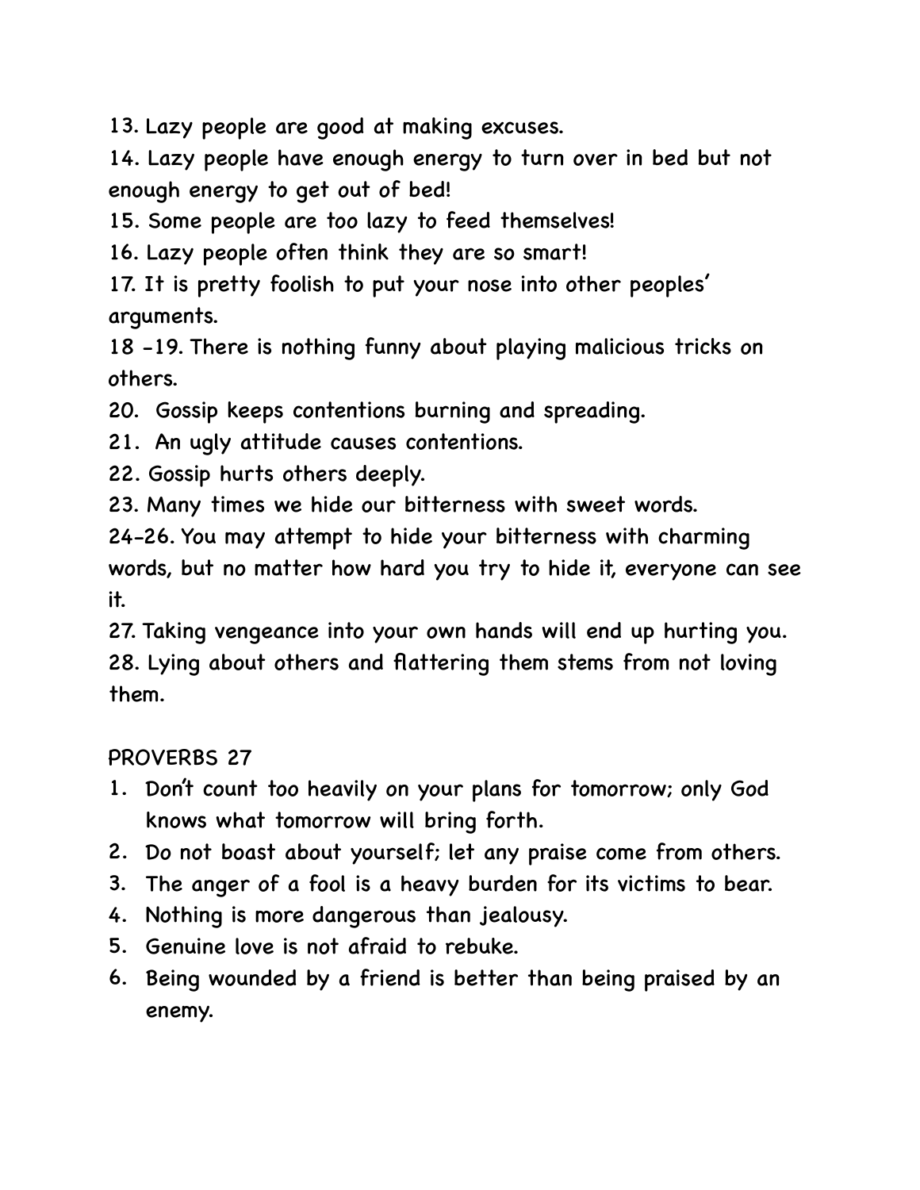13. Lazy people are good at making excuses.
14. Lazy people have enough energy to turn over in bed but not enough energy to get out of bed!
15. Some people are too lazy to feed themselves!
16. Lazy people often think they are so smart!
17. It is pretty foolish to put your nose into other peoples' arguments.
18 -19. There is nothing funny about playing malicious tricks on others.
20. Gossip keeps contentions burning and spreading.
21. An ugly attitude causes contentions.
22. Gossip hurts others deeply.
23. Many times we hide our bitterness with sweet words.
24-26. You may attempt to hide your bitterness with charming words, but no matter how hard you try to hide it, everyone can see it.
27. Taking vengeance into your own hands will end up hurting you.
28. Lying about others and flattering them stems from not loving them.

PROVERBS 27

1. Don't count too heavily on your plans for tomorrow; only God knows what tomorrow will bring forth.
2. Do not boast about yourself; let any praise come from others.
3. The anger of a fool is a heavy burden for its victims to bear.
4. Nothing is more dangerous than jealousy.
5. Genuine love is not afraid to rebuke.
6. Being wounded by a friend is better than being praised by an enemy.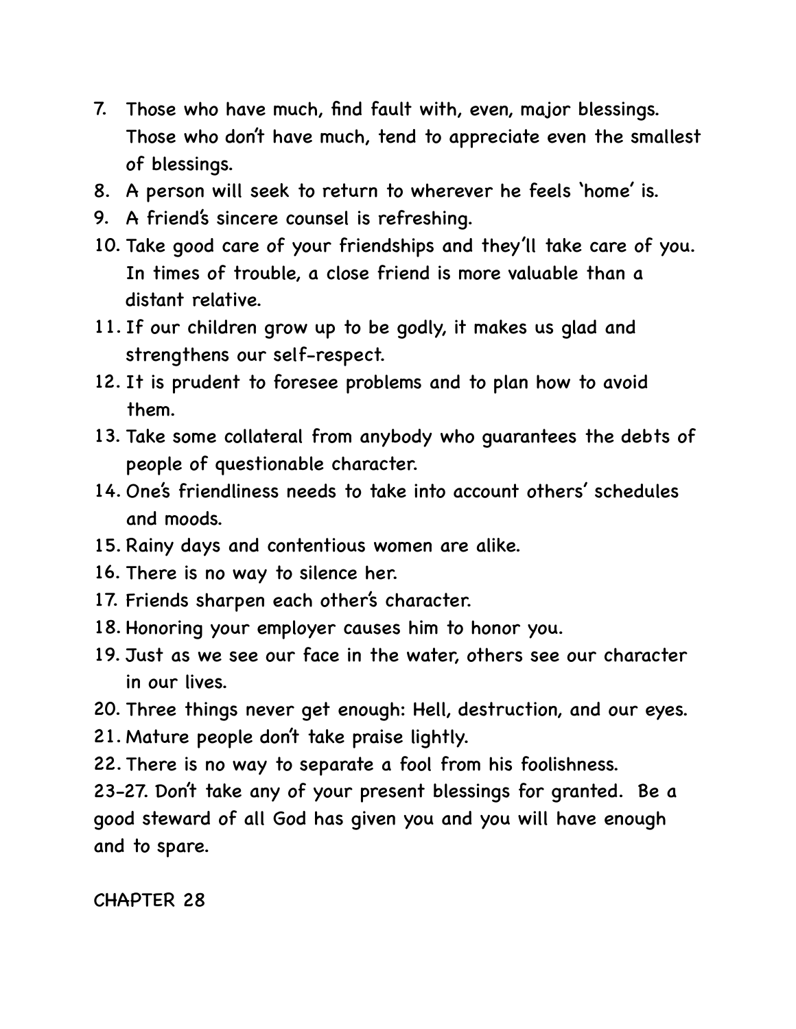7. Those who have much, find fault with, even, major blessings. Those who don't have much, tend to appreciate even the smallest of blessings.
8. A person will seek to return to wherever he feels 'home' is.
9. A friend's sincere counsel is refreshing.
10. Take good care of your friendships and they'll take care of you. In times of trouble, a close friend is more valuable than a distant relative.
11. If our children grow up to be godly, it makes us glad and strengthens our self-respect.
12. It is prudent to foresee problems and to plan how to avoid them.
13. Take some collateral from anybody who guarantees the debts of people of questionable character.
14. One's friendliness needs to take into account others' schedules and moods.
15. Rainy days and contentious women are alike.
16. There is no way to silence her.
17. Friends sharpen each other's character.
18. Honoring your employer causes him to honor you.
19. Just as we see our face in the water, others see our character in our lives.
20. Three things never get enough: Hell, destruction, and our eyes.
21. Mature people don't take praise lightly.
22. There is no way to separate a fool from his foolishness.

23-27. Don't take any of your present blessings for granted. Be a good steward of all God has given you and you will have enough and to spare.

CHAPTER 28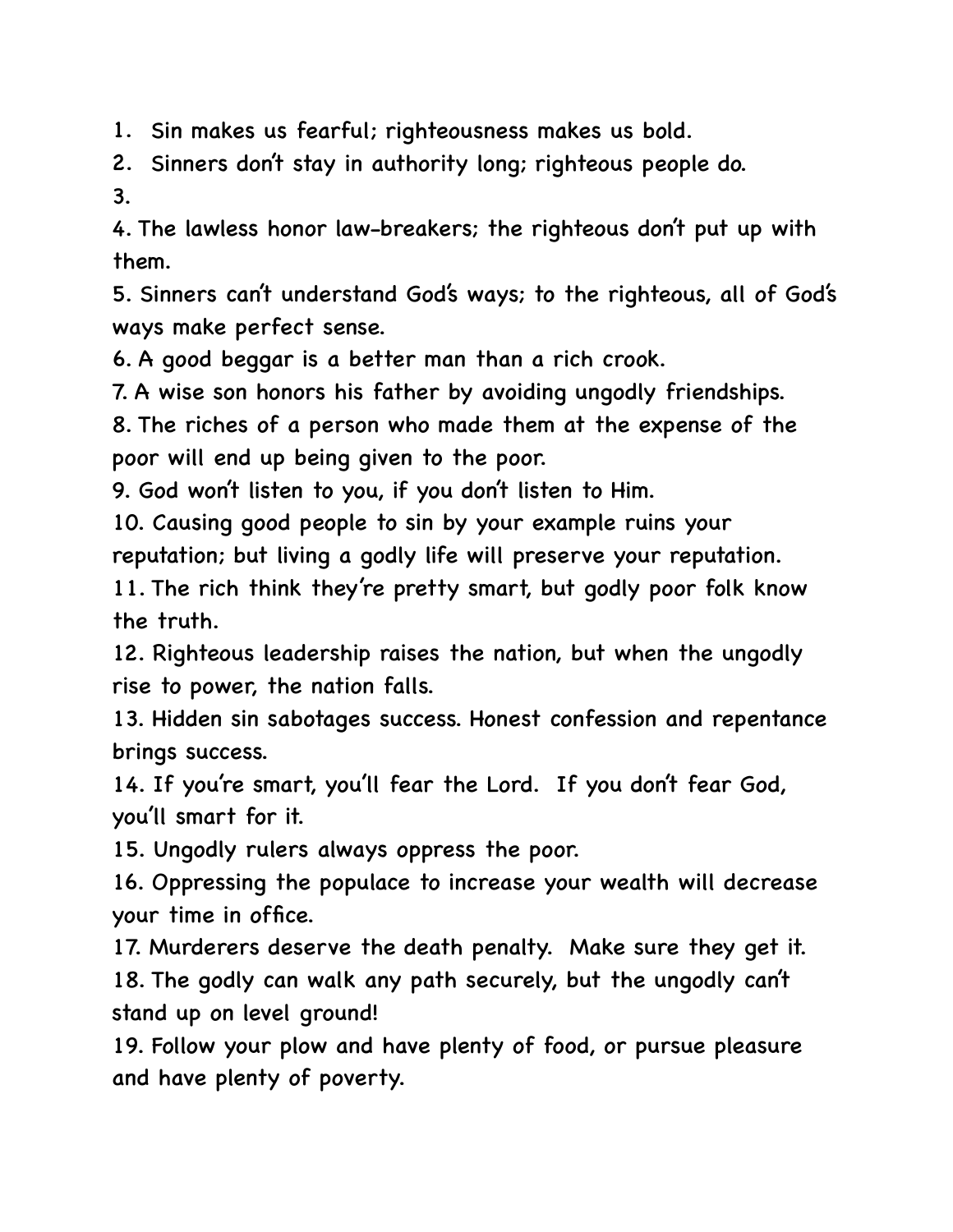1. Sin makes us fearful; righteousness makes us bold.
2. Sinners don't stay in authority long; righteous people do.
3.
4. The lawless honor law-breakers; the righteous don't put up with them.
5. Sinners can't understand God's ways; to the righteous, all of God's ways make perfect sense.
6. A good beggar is a better man than a rich crook.
7. A wise son honors his father by avoiding ungodly friendships.
8. The riches of a person who made them at the expense of the poor will end up being given to the poor.
9. God won't listen to you, if you don't listen to Him.
10. Causing good people to sin by your example ruins your reputation; but living a godly life will preserve your reputation.
11. The rich think they're pretty smart, but godly poor folk know the truth.
12. Righteous leadership raises the nation, but when the ungodly rise to power, the nation falls.
13. Hidden sin sabotages success. Honest confession and repentance brings success.
14. If you're smart, you'll fear the Lord. If you don't fear God, you'll smart for it.
15. Ungodly rulers always oppress the poor.
16. Oppressing the populace to increase your wealth will decrease your time in office.
17. Murderers deserve the death penalty. Make sure they get it.
18. The godly can walk any path securely, but the ungodly can't stand up on level ground!
19. Follow your plow and have plenty of food, or pursue pleasure and have plenty of poverty.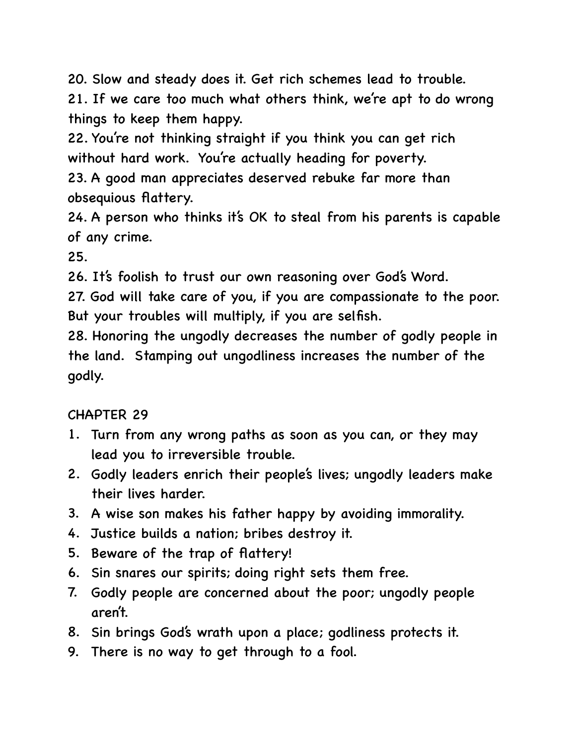20. Slow and steady does it. Get rich schemes lead to trouble.
21. If we care too much what others think, we're apt to do wrong things to keep them happy.
22. You're not thinking straight if you think you can get rich without hard work.  You're actually heading for poverty.
23. A good man appreciates deserved rebuke far more than obsequious flattery.
24. A person who thinks it's OK to steal from his parents is capable of any crime.
25.
26. It's foolish to trust our own reasoning over God's Word.
27. God will take care of you, if you are compassionate to the poor. But your troubles will multiply, if you are selfish.
28. Honoring the ungodly decreases the number of godly people in the land.  Stamping out ungodliness increases the number of the godly.

CHAPTER 29

1. Turn from any wrong paths as soon as you can, or they may lead you to irreversible trouble.
2. Godly leaders enrich their people's lives; ungodly leaders make their lives harder.
3. A wise son makes his father happy by avoiding immorality.
4. Justice builds a nation; bribes destroy it.
5. Beware of the trap of flattery!
6. Sin snares our spirits; doing right sets them free.
7. Godly people are concerned about the poor; ungodly people aren't.
8. Sin brings God's wrath upon a place; godliness protects it.
9. There is no way to get through to a fool.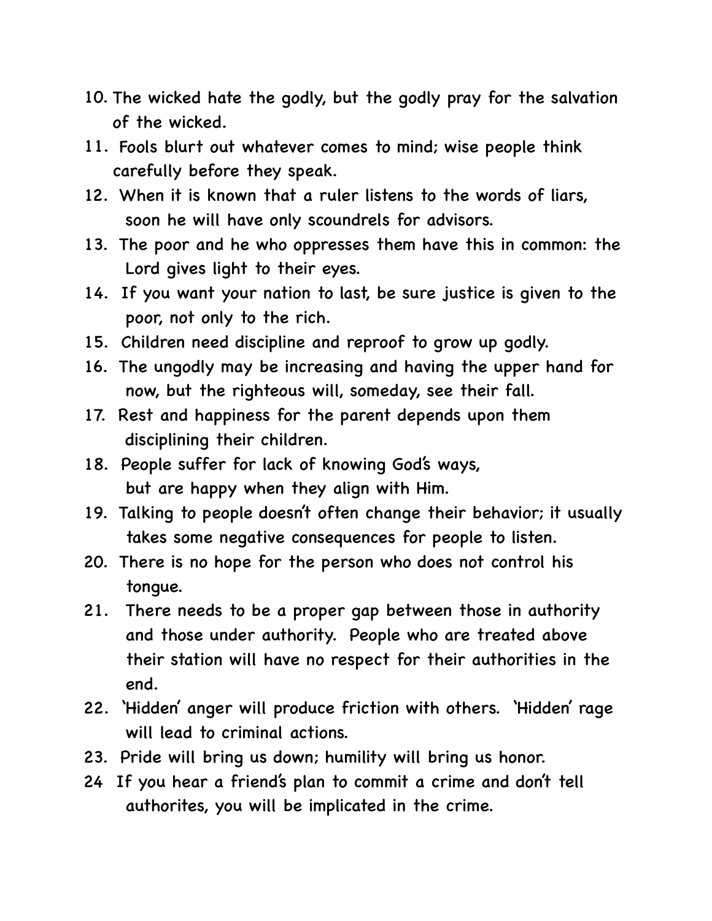10. The wicked hate the godly, but the godly pray for the salvation of the wicked.
11. Fools blurt out whatever comes to mind; wise people think carefully before they speak.
12. When it is known that a ruler listens to the words of liars, soon he will have only scoundrels for advisors.
13. The poor and he who oppresses them have this in common: the Lord gives light to their eyes.
14. If you want your nation to last, be sure justice is given to the poor, not only to the rich.
15. Children need discipline and reproof to grow up godly.
16. The ungodly may be increasing and having the upper hand for now, but the righteous will, someday, see their fall.
17. Rest and happiness for the parent depends upon them disciplining their children.
18. People suffer for lack of knowing God's ways, but are happy when they align with Him.
19. Talking to people doesn't often change their behavior; it usually takes some negative consequences for people to listen.
20. There is no hope for the person who does not control his tongue.
21. There needs to be a proper gap between those in authority and those under authority. People who are treated above their station will have no respect for their authorities in the end.
22. 'Hidden' anger will produce friction with others. 'Hidden' rage will lead to criminal actions.
23. Pride will bring us down; humility will bring us honor.
24 If you hear a friend's plan to commit a crime and don't tell authorites, you will be implicated in the crime.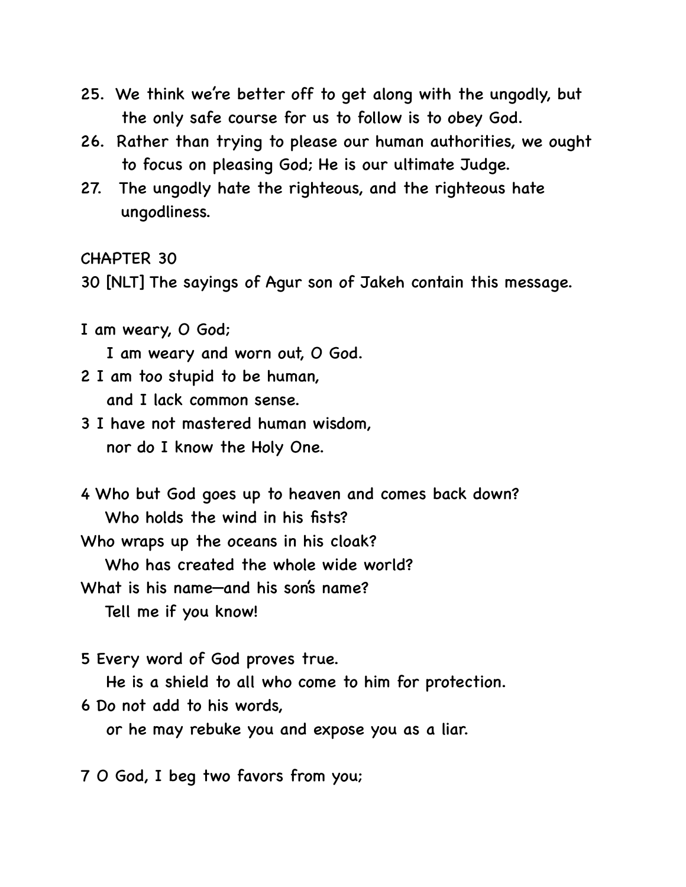25. We think we're better off to get along with the ungodly, but the only safe course for us to follow is to obey God.
26. Rather than trying to please our human authorities, we ought to focus on pleasing God; He is our ultimate Judge.
27. The ungodly hate the righteous, and the righteous hate ungodliness.

CHAPTER 30

30 [NLT] The sayings of Agur son of Jakeh contain this message.

I am weary, O God;
  I am weary and worn out, O God.
2 I am too stupid to be human,
  and I lack common sense.
3 I have not mastered human wisdom,
  nor do I know the Holy One.

4 Who but God goes up to heaven and comes back down?
  Who holds the wind in his fists?
Who wraps up the oceans in his cloak?
  Who has created the whole wide world?
What is his name—and his son's name?
  Tell me if you know!

5 Every word of God proves true.
  He is a shield to all who come to him for protection.
6 Do not add to his words,
  or he may rebuke you and expose you as a liar.

7 O God, I beg two favors from you;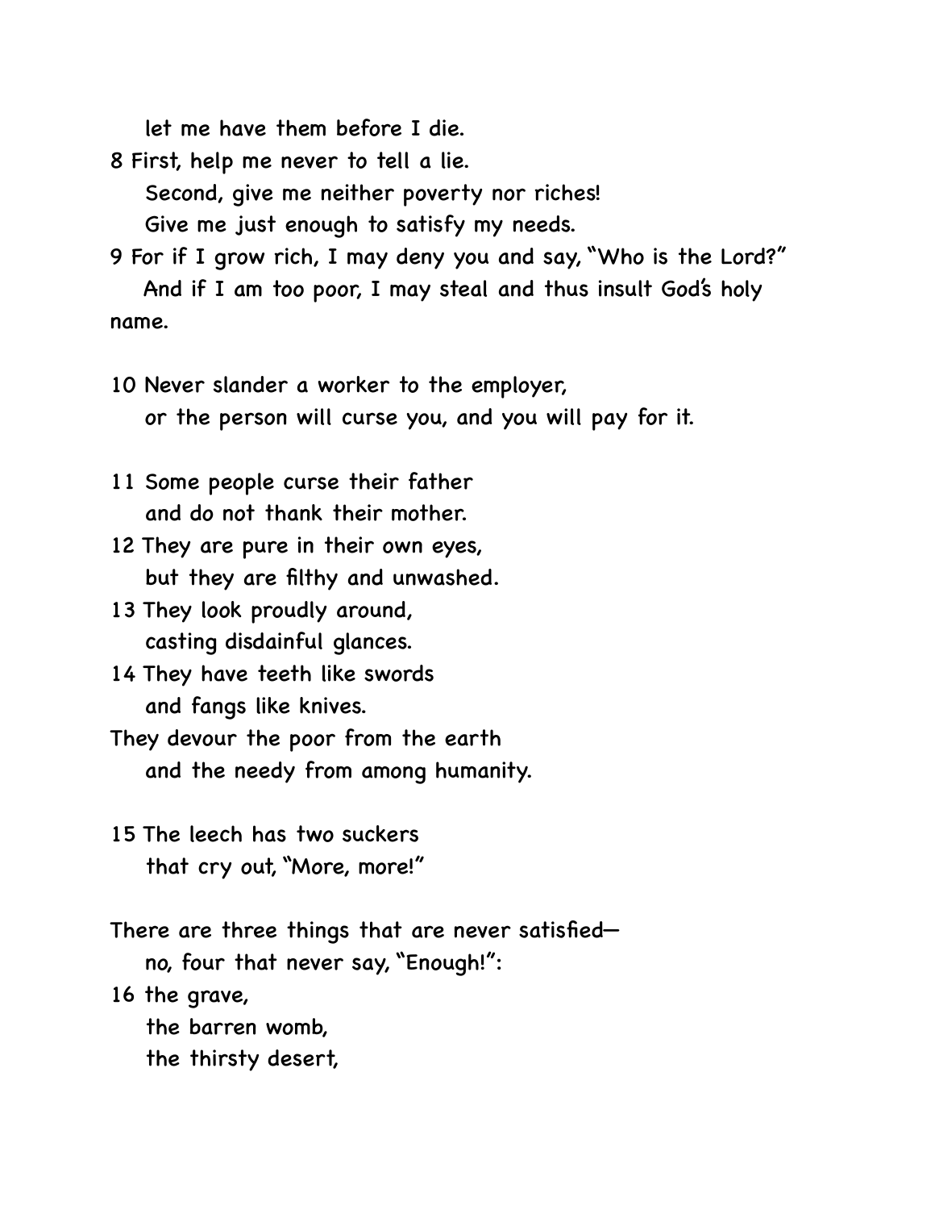let me have them before I die.

8 First, help me never to tell a lie.
Second, give me neither poverty nor riches!
Give me just enough to satisfy my needs.

9 For if I grow rich, I may deny you and say, "Who is the Lord?"
And if I am too poor, I may steal and thus insult God's holy name.

10 Never slander a worker to the employer,
or the person will curse you, and you will pay for it.

11 Some people curse their father
and do not thank their mother.

12 They are pure in their own eyes,
but they are filthy and unwashed.

13 They look proudly around,
casting disdainful glances.

14 They have teeth like swords
and fangs like knives.
They devour the poor from the earth
and the needy from among humanity.

15 The leech has two suckers
that cry out, "More, more!"

There are three things that are never satisfied—
no, four that never say, "Enough!":

16 the grave,
the barren womb,
the thirsty desert,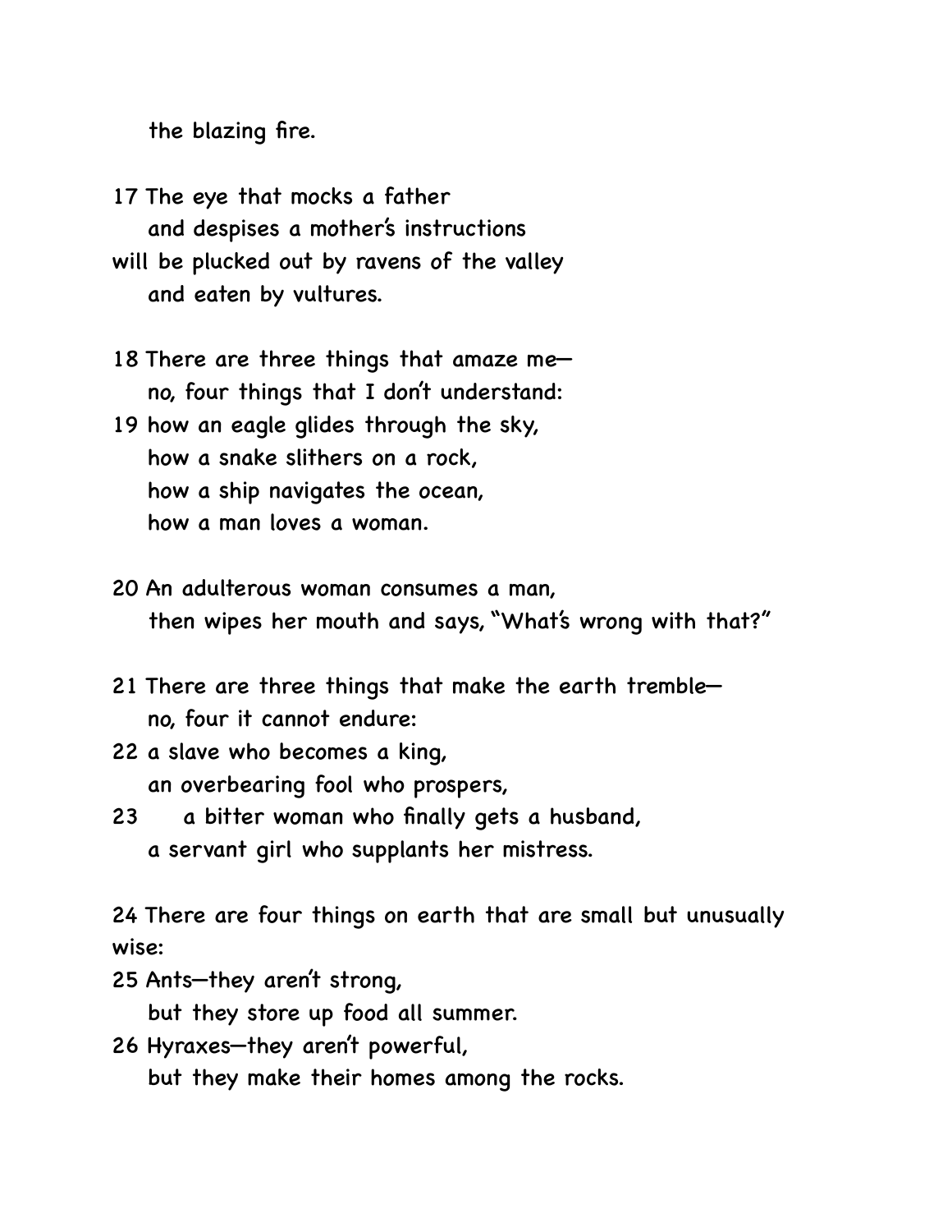the blazing fire.

17 The eye that mocks a father
   and despises a mother's instructions
will be plucked out by ravens of the valley
   and eaten by vultures.

18 There are three things that amaze me—
   no, four things that I don't understand:
19 how an eagle glides through the sky,
   how a snake slithers on a rock,
   how a ship navigates the ocean,
   how a man loves a woman.

20 An adulterous woman consumes a man,
   then wipes her mouth and says, "What's wrong with that?"

21 There are three things that make the earth tremble—
   no, four it cannot endure:
22 a slave who becomes a king,
   an overbearing fool who prospers,
23 a bitter woman who finally gets a husband,
   a servant girl who supplants her mistress.

24 There are four things on earth that are small but unusually wise:
25 Ants—they aren't strong,
   but they store up food all summer.
26 Hyraxes—they aren't powerful,
   but they make their homes among the rocks.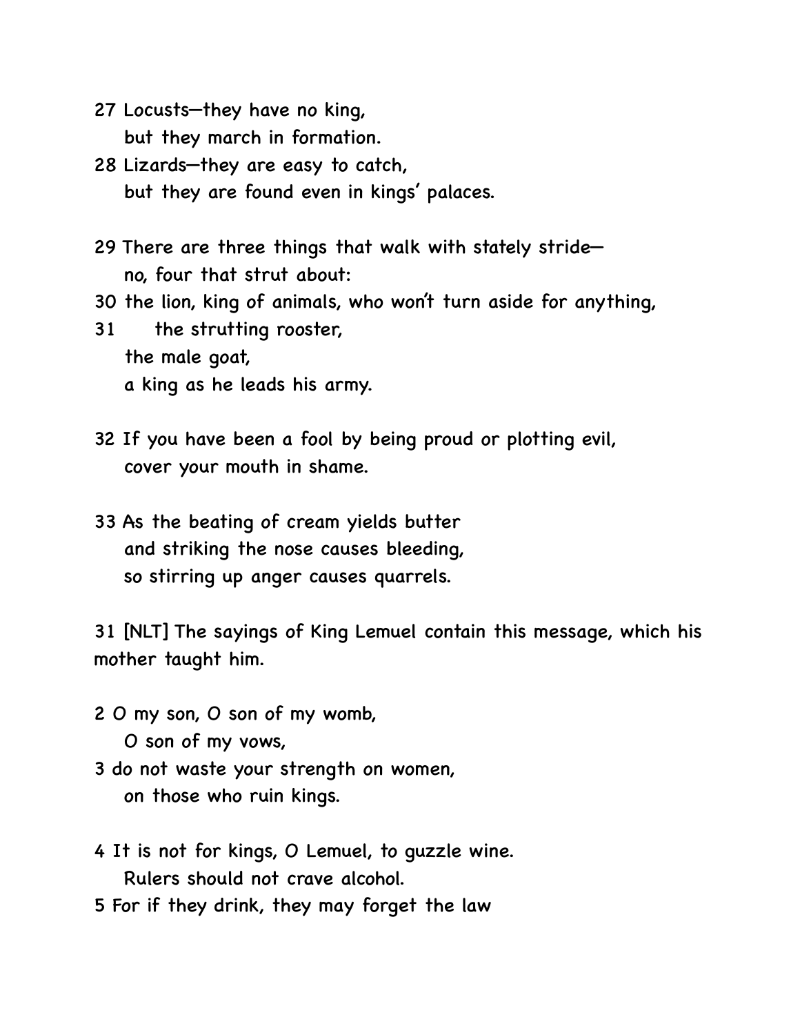27 Locusts—they have no king,
  but they march in formation.
28 Lizards—they are easy to catch,
  but they are found even in kings' palaces.

29 There are three things that walk with stately stride—
  no, four that strut about:
30 the lion, king of animals, who won't turn aside for anything,
31   the strutting rooster,
  the male goat,
  a king as he leads his army.

32 If you have been a fool by being proud or plotting evil,
  cover your mouth in shame.

33 As the beating of cream yields butter
  and striking the nose causes bleeding,
  so stirring up anger causes quarrels.

31 [NLT] The sayings of King Lemuel contain this message, which his mother taught him.

2 O my son, O son of my womb,
  O son of my vows,
3 do not waste your strength on women,
  on those who ruin kings.

4 It is not for kings, O Lemuel, to guzzle wine.
  Rulers should not crave alcohol.
5 For if they drink, they may forget the law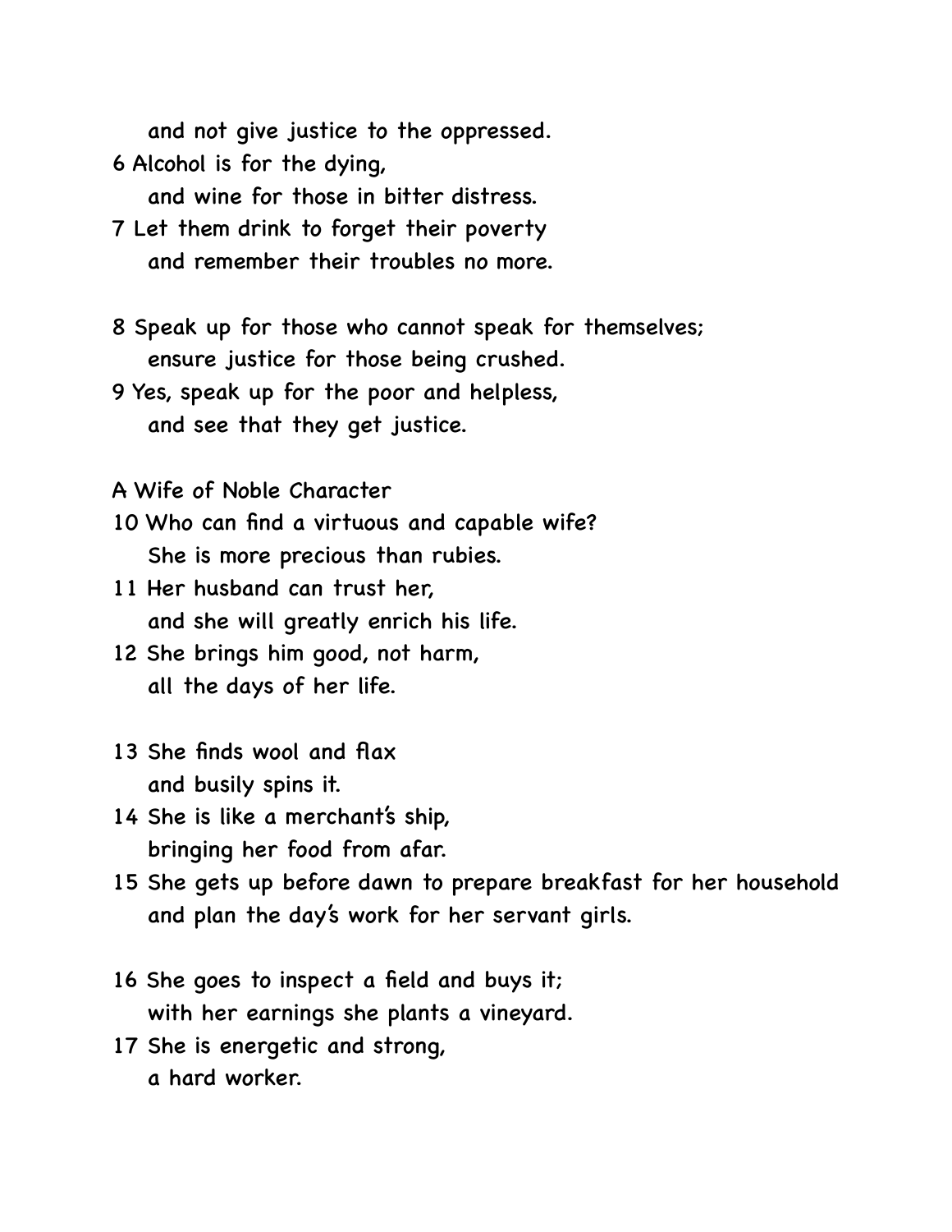and not give justice to the oppressed.

6 Alcohol is for the dying,
  and wine for those in bitter distress.

7 Let them drink to forget their poverty
  and remember their troubles no more.

8 Speak up for those who cannot speak for themselves;
  ensure justice for those being crushed.

9 Yes, speak up for the poor and helpless,
  and see that they get justice.

A Wife of Noble Character

10 Who can find a virtuous and capable wife?
  She is more precious than rubies.

11 Her husband can trust her,
  and she will greatly enrich his life.

12 She brings him good, not harm,
  all the days of her life.

13 She finds wool and flax
  and busily spins it.

14 She is like a merchant's ship,
  bringing her food from afar.

15 She gets up before dawn to prepare breakfast for her household
  and plan the day's work for her servant girls.

16 She goes to inspect a field and buys it;
  with her earnings she plants a vineyard.

17 She is energetic and strong,
  a hard worker.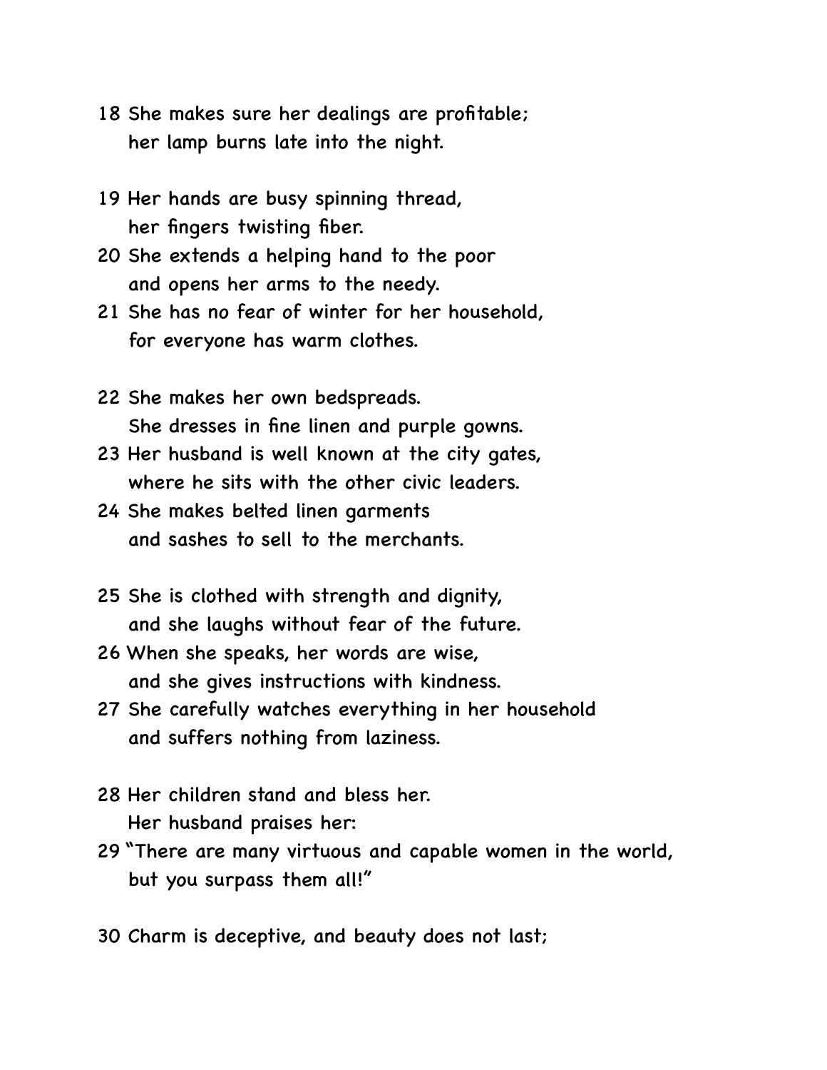18 She makes sure her dealings are profitable;
her lamp burns late into the night.

19 Her hands are busy spinning thread,
her fingers twisting fiber.
20 She extends a helping hand to the poor
and opens her arms to the needy.
21 She has no fear of winter for her household,
for everyone has warm clothes.

22 She makes her own bedspreads.
She dresses in fine linen and purple gowns.
23 Her husband is well known at the city gates,
where he sits with the other civic leaders.
24 She makes belted linen garments
and sashes to sell to the merchants.

25 She is clothed with strength and dignity,
and she laughs without fear of the future.
26 When she speaks, her words are wise,
and she gives instructions with kindness.
27 She carefully watches everything in her household
and suffers nothing from laziness.

28 Her children stand and bless her.
Her husband praises her:
29 "There are many virtuous and capable women in the world,
but you surpass them all!"

30 Charm is deceptive, and beauty does not last;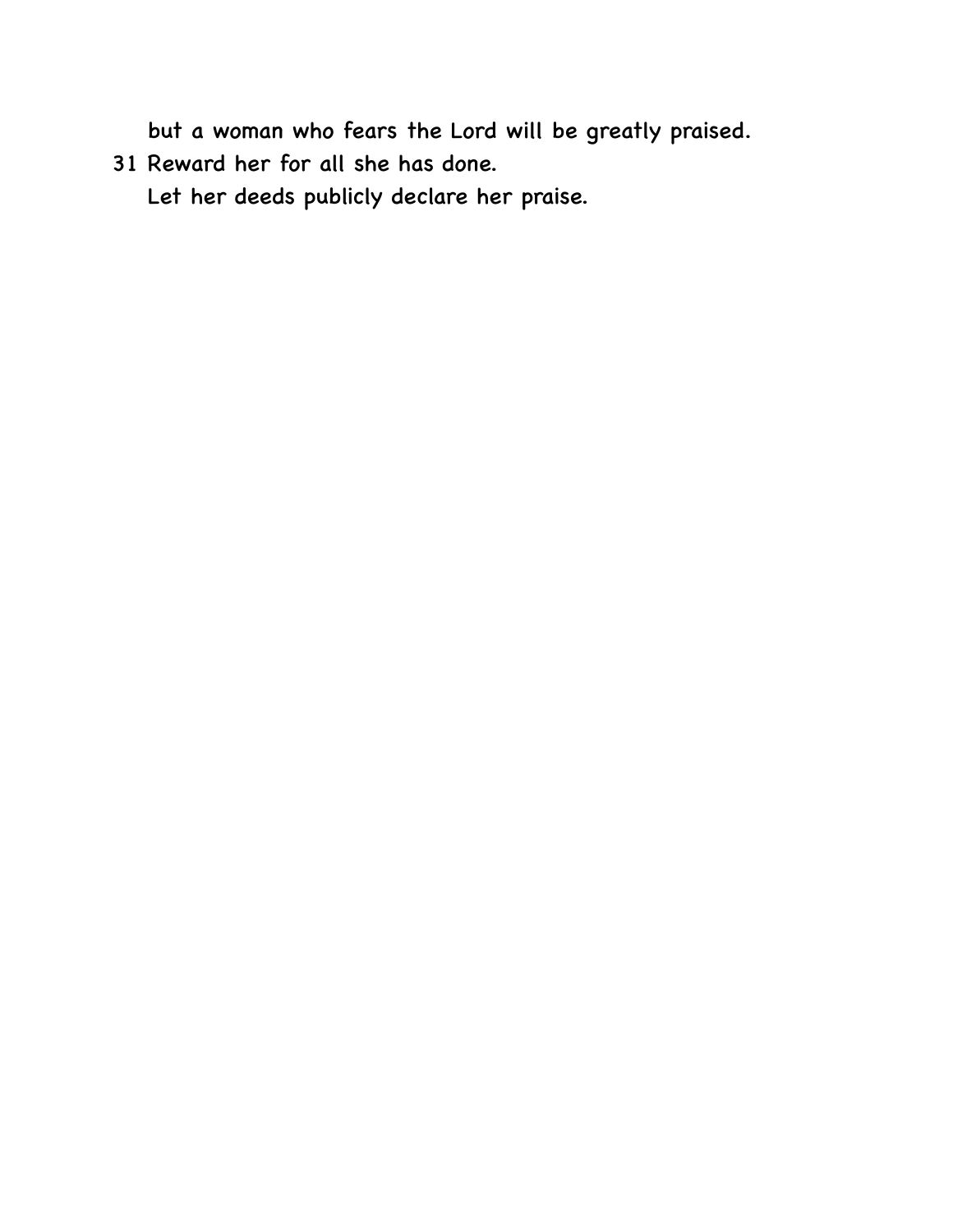but a woman who fears the Lord will be greatly praised.

31 Reward her for all she has done.
Let her deeds publicly declare her praise.